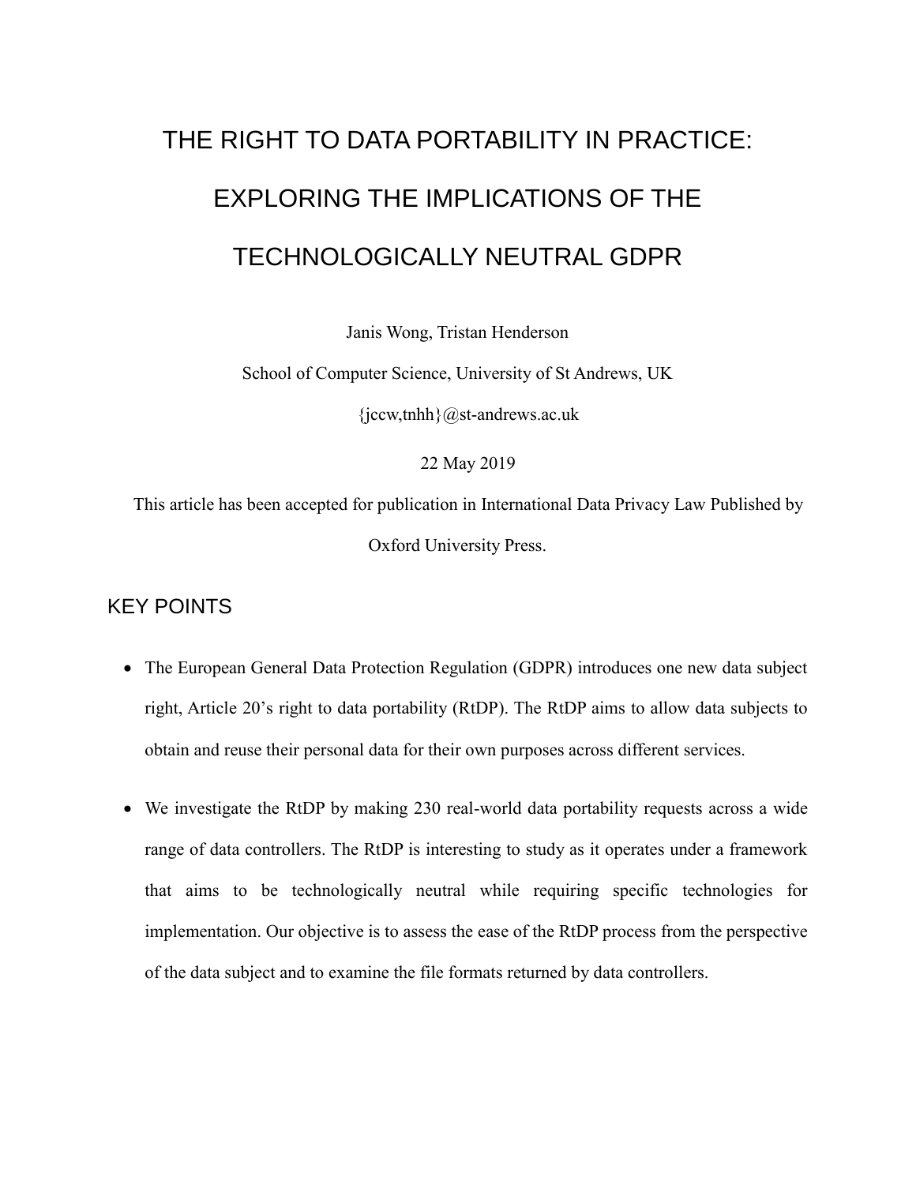# THE RIGHT TO DATA PORTABILITY IN PRACTICE: EXPLORING THE IMPLICATIONS OF THE TECHNOLOGICALLY NEUTRAL GDPR

Janis Wong, Tristan Henderson

School of Computer Science, University of St Andrews, UK

{jccw,tnhh}@st-andrews.ac.uk

22 May 2019

This article has been accepted for publication in International Data Privacy Law Published by Oxford University Press.

## KEY POINTS

- The European General Data Protection Regulation (GDPR) introduces one new data subject right, Article 20's right to data portability (RtDP). The RtDP aims to allow data subjects to obtain and reuse their personal data for their own purposes across different services.
- We investigate the RtDP by making 230 real-world data portability requests across a wide range of data controllers. The RtDP is interesting to study as it operates under a framework that aims to be technologically neutral while requiring specific technologies for implementation. Our objective is to assess the ease of the RtDP process from the perspective of the data subject and to examine the file formats returned by data controllers.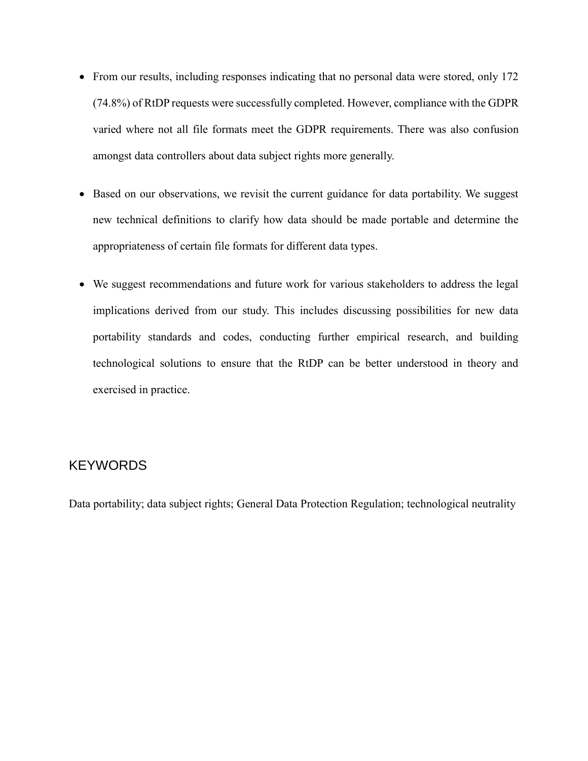- From our results, including responses indicating that no personal data were stored, only 172 (74.8%) of RtDP requests were successfully completed. However, compliance with the GDPR varied where not all file formats meet the GDPR requirements. There was also confusion amongst data controllers about data subject rights more generally.

- Based on our observations, we revisit the current guidance for data portability. We suggest new technical definitions to clarify how data should be made portable and determine the appropriateness of certain file formats for different data types.

- We suggest recommendations and future work for various stakeholders to address the legal implications derived from our study. This includes discussing possibilities for new data portability standards and codes, conducting further empirical research, and building technological solutions to ensure that the RtDP can be better understood in theory and exercised in practice.

## KEYWORDS

Data portability; data subject rights; General Data Protection Regulation; technological neutrality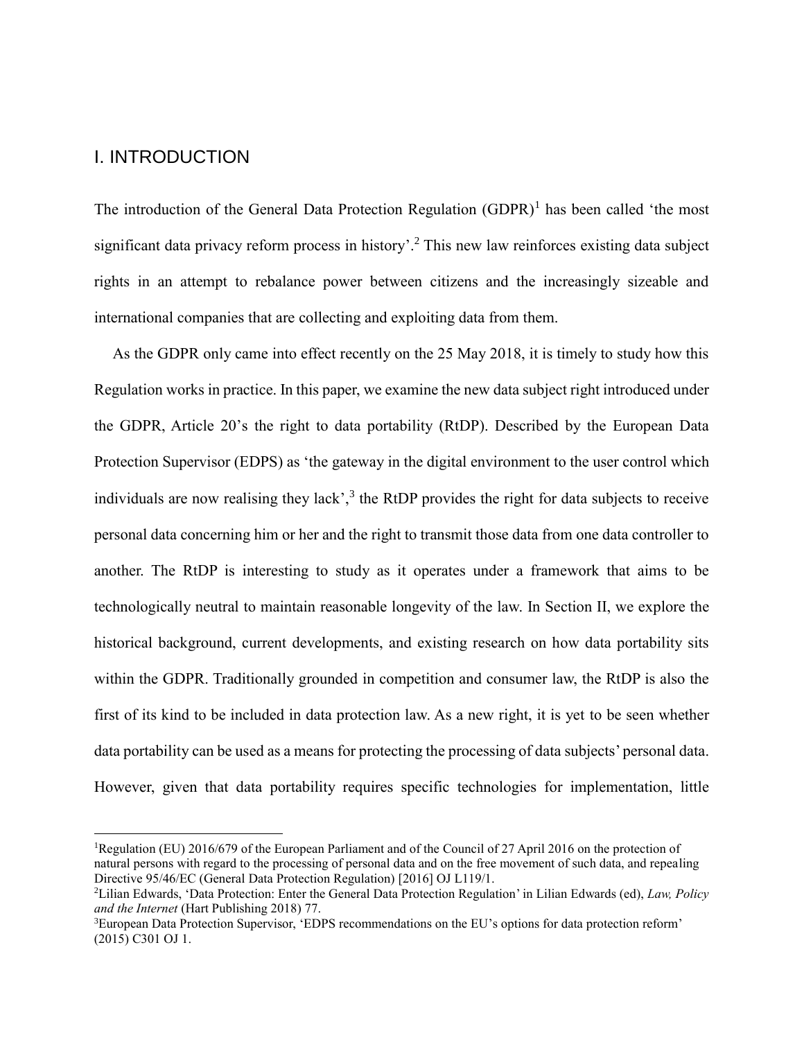# I. INTRODUCTION

The introduction of the General Data Protection Regulation (GDPR)[1] has been called 'the most significant data privacy reform process in history'.[2] This new law reinforces existing data subject rights in an attempt to rebalance power between citizens and the increasingly sizeable and international companies that are collecting and exploiting data from them.

As the GDPR only came into effect recently on the 25 May 2018, it is timely to study how this Regulation works in practice. In this paper, we examine the new data subject right introduced under the GDPR, Article 20's the right to data portability (RtDP). Described by the European Data Protection Supervisor (EDPS) as 'the gateway in the digital environment to the user control which individuals are now realising they lack',[3] the RtDP provides the right for data subjects to receive personal data concerning him or her and the right to transmit those data from one data controller to another. The RtDP is interesting to study as it operates under a framework that aims to be technologically neutral to maintain reasonable longevity of the law. In Section II, we explore the historical background, current developments, and existing research on how data portability sits within the GDPR. Traditionally grounded in competition and consumer law, the RtDP is also the first of its kind to be included in data protection law. As a new right, it is yet to be seen whether data portability can be used as a means for protecting the processing of data subjects' personal data. However, given that data portability requires specific technologies for implementation, little

---

[1]Regulation (EU) 2016/679 of the European Parliament and of the Council of 27 April 2016 on the protection of natural persons with regard to the processing of personal data and on the free movement of such data, and repealing Directive 95/46/EC (General Data Protection Regulation) [2016] OJ L119/1.

[2]Lilian Edwards, 'Data Protection: Enter the General Data Protection Regulation' in Lilian Edwards (ed), *Law, Policy and the Internet* (Hart Publishing 2018) 77.

[3]European Data Protection Supervisor, 'EDPS recommendations on the EU's options for data protection reform' (2015) C301 OJ 1.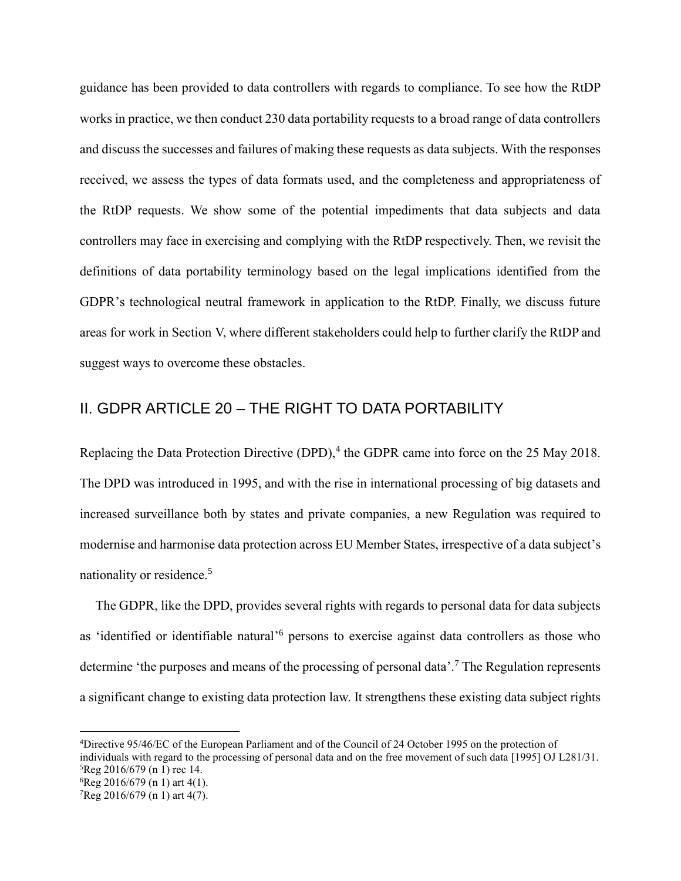guidance has been provided to data controllers with regards to compliance. To see how the RtDP works in practice, we then conduct 230 data portability requests to a broad range of data controllers and discuss the successes and failures of making these requests as data subjects. With the responses received, we assess the types of data formats used, and the completeness and appropriateness of the RtDP requests. We show some of the potential impediments that data subjects and data controllers may face in exercising and complying with the RtDP respectively. Then, we revisit the definitions of data portability terminology based on the legal implications identified from the GDPR's technological neutral framework in application to the RtDP. Finally, we discuss future areas for work in Section V, where different stakeholders could help to further clarify the RtDP and suggest ways to overcome these obstacles.

## II. GDPR ARTICLE 20 – THE RIGHT TO DATA PORTABILITY

Replacing the Data Protection Directive (DPD),[4] the GDPR came into force on the 25 May 2018. The DPD was introduced in 1995, and with the rise in international processing of big datasets and increased surveillance both by states and private companies, a new Regulation was required to modernise and harmonise data protection across EU Member States, irrespective of a data subject's nationality or residence.[5]

The GDPR, like the DPD, provides several rights with regards to personal data for data subjects as 'identified or identifiable natural'[6] persons to exercise against data controllers as those who determine 'the purposes and means of the processing of personal data'.[7] The Regulation represents a significant change to existing data protection law. It strengthens these existing data subject rights

---

[4]Directive 95/46/EC of the European Parliament and of the Council of 24 October 1995 on the protection of individuals with regard to the processing of personal data and on the free movement of such data [1995] OJ L281/31.

[5]Reg 2016/679 (n 1) rec 14.

[6]Reg 2016/679 (n 1) art 4(1).

[7]Reg 2016/679 (n 1) art 4(7).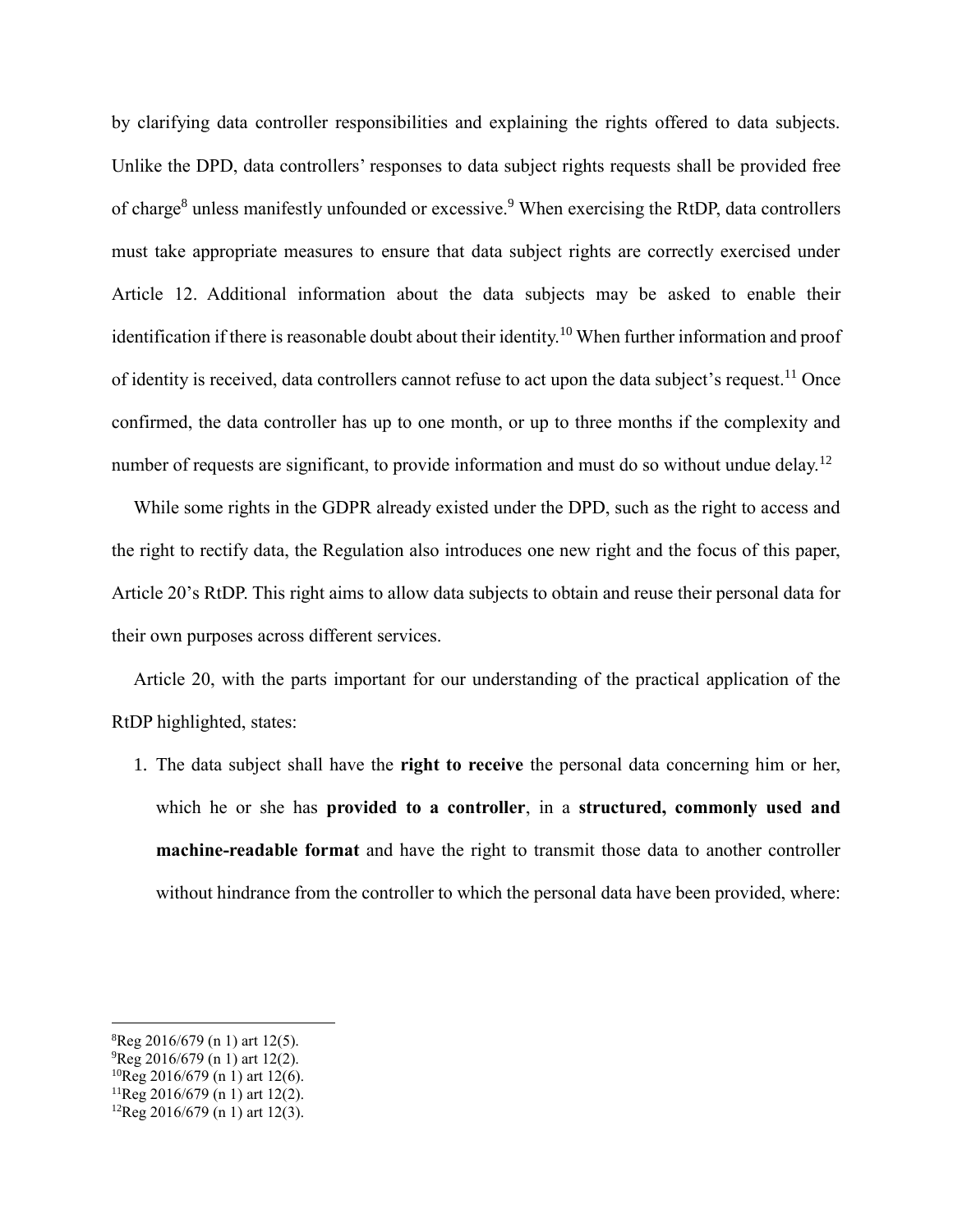by clarifying data controller responsibilities and explaining the rights offered to data subjects. Unlike the DPD, data controllers' responses to data subject rights requests shall be provided free of charge[8] unless manifestly unfounded or excessive.[9] When exercising the RtDP, data controllers must take appropriate measures to ensure that data subject rights are correctly exercised under Article 12. Additional information about the data subjects may be asked to enable their identification if there is reasonable doubt about their identity.[10] When further information and proof of identity is received, data controllers cannot refuse to act upon the data subject's request.[11] Once confirmed, the data controller has up to one month, or up to three months if the complexity and number of requests are significant, to provide information and must do so without undue delay.[12]

While some rights in the GDPR already existed under the DPD, such as the right to access and the right to rectify data, the Regulation also introduces one new right and the focus of this paper, Article 20's RtDP. This right aims to allow data subjects to obtain and reuse their personal data for their own purposes across different services.

Article 20, with the parts important for our understanding of the practical application of the RtDP highlighted, states:

1. The data subject shall have the **right to receive** the personal data concerning him or her, which he or she has **provided to a controller**, in a **structured, commonly used and machine-readable format** and have the right to transmit those data to another controller without hindrance from the controller to which the personal data have been provided, where:

---

[8] Reg 2016/679 (n 1) art 12(5).
[9] Reg 2016/679 (n 1) art 12(2).
[10] Reg 2016/679 (n 1) art 12(6).
[11] Reg 2016/679 (n 1) art 12(2).
[12] Reg 2016/679 (n 1) art 12(3).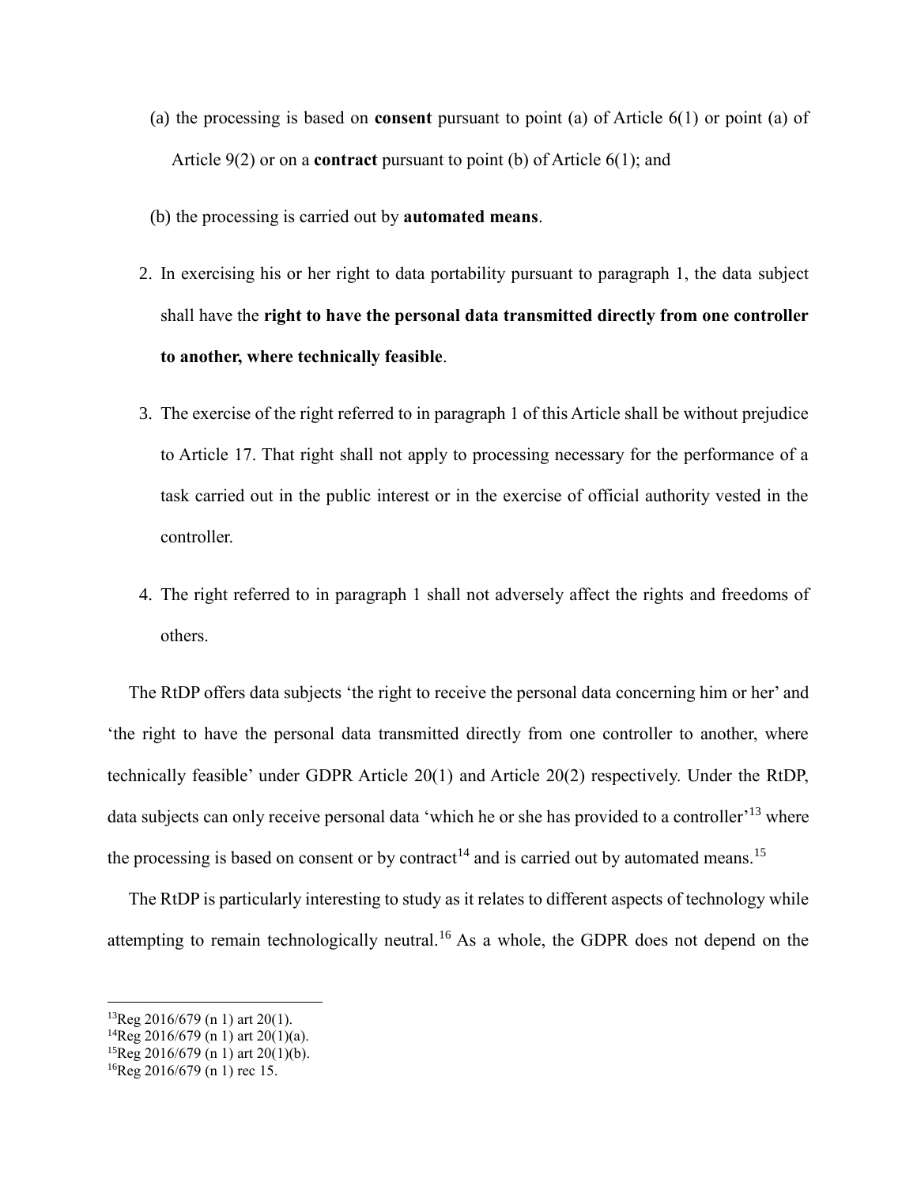(a) the processing is based on **consent** pursuant to point (a) of Article 6(1) or point (a) of Article 9(2) or on a **contract** pursuant to point (b) of Article 6(1); and

(b) the processing is carried out by **automated means**.

2. In exercising his or her right to data portability pursuant to paragraph 1, the data subject shall have the **right to have the personal data transmitted directly from one controller to another, where technically feasible**.

3. The exercise of the right referred to in paragraph 1 of this Article shall be without prejudice to Article 17. That right shall not apply to processing necessary for the performance of a task carried out in the public interest or in the exercise of official authority vested in the controller.

4. The right referred to in paragraph 1 shall not adversely affect the rights and freedoms of others.

The RtDP offers data subjects 'the right to receive the personal data concerning him or her' and 'the right to have the personal data transmitted directly from one controller to another, where technically feasible' under GDPR Article 20(1) and Article 20(2) respectively. Under the RtDP, data subjects can only receive personal data 'which he or she has provided to a controller'[13] where the processing is based on consent or by contract[14] and is carried out by automated means.[15]

The RtDP is particularly interesting to study as it relates to different aspects of technology while attempting to remain technologically neutral.[16] As a whole, the GDPR does not depend on the

---

[13] Reg 2016/679 (n 1) art 20(1).
[14] Reg 2016/679 (n 1) art 20(1)(a).
[15] Reg 2016/679 (n 1) art 20(1)(b).
[16] Reg 2016/679 (n 1) rec 15.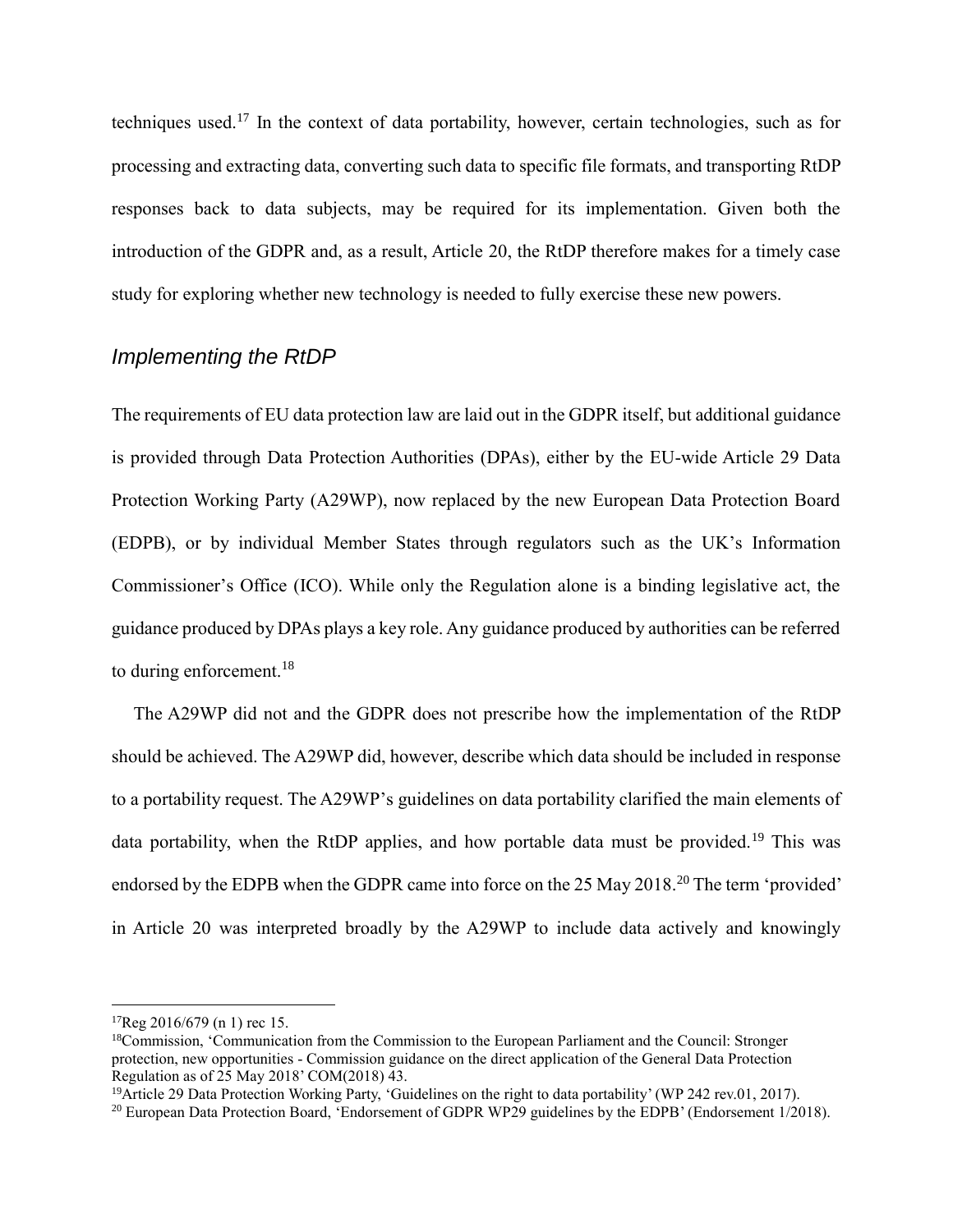techniques used.[17] In the context of data portability, however, certain technologies, such as for processing and extracting data, converting such data to specific file formats, and transporting RtDP responses back to data subjects, may be required for its implementation. Given both the introduction of the GDPR and, as a result, Article 20, the RtDP therefore makes for a timely case study for exploring whether new technology is needed to fully exercise these new powers.

## *Implementing the RtDP*

The requirements of EU data protection law are laid out in the GDPR itself, but additional guidance is provided through Data Protection Authorities (DPAs), either by the EU-wide Article 29 Data Protection Working Party (A29WP), now replaced by the new European Data Protection Board (EDPB), or by individual Member States through regulators such as the UK's Information Commissioner's Office (ICO). While only the Regulation alone is a binding legislative act, the guidance produced by DPAs plays a key role. Any guidance produced by authorities can be referred to during enforcement.[18]

The A29WP did not and the GDPR does not prescribe how the implementation of the RtDP should be achieved. The A29WP did, however, describe which data should be included in response to a portability request. The A29WP's guidelines on data portability clarified the main elements of data portability, when the RtDP applies, and how portable data must be provided.[19] This was endorsed by the EDPB when the GDPR came into force on the 25 May 2018.[20] The term 'provided' in Article 20 was interpreted broadly by the A29WP to include data actively and knowingly

---

[17] Reg 2016/679 (n 1) rec 15.

[18] Commission, 'Communication from the Commission to the European Parliament and the Council: Stronger protection, new opportunities - Commission guidance on the direct application of the General Data Protection Regulation as of 25 May 2018' COM(2018) 43.

[19] Article 29 Data Protection Working Party, 'Guidelines on the right to data portability' (WP 242 rev.01, 2017).

[20] European Data Protection Board, 'Endorsement of GDPR WP29 guidelines by the EDPB' (Endorsement 1/2018).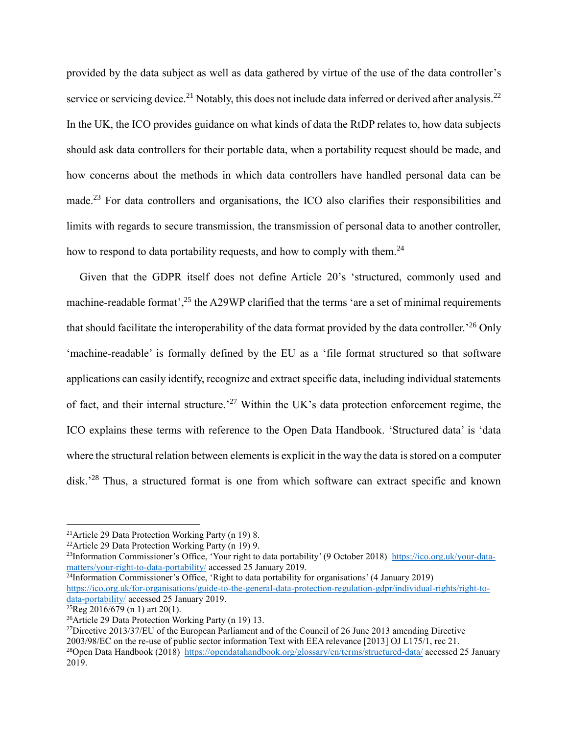provided by the data subject as well as data gathered by virtue of the use of the data controller's service or servicing device.[21] Notably, this does not include data inferred or derived after analysis.[22] In the UK, the ICO provides guidance on what kinds of data the RtDP relates to, how data subjects should ask data controllers for their portable data, when a portability request should be made, and how concerns about the methods in which data controllers have handled personal data can be made.[23] For data controllers and organisations, the ICO also clarifies their responsibilities and limits with regards to secure transmission, the transmission of personal data to another controller, how to respond to data portability requests, and how to comply with them.[24]

Given that the GDPR itself does not define Article 20's 'structured, commonly used and machine-readable format',[25] the A29WP clarified that the terms 'are a set of minimal requirements that should facilitate the interoperability of the data format provided by the data controller.'[26] Only 'machine-readable' is formally defined by the EU as a 'file format structured so that software applications can easily identify, recognize and extract specific data, including individual statements of fact, and their internal structure.'[27] Within the UK's data protection enforcement regime, the ICO explains these terms with reference to the Open Data Handbook. 'Structured data' is 'data where the structural relation between elements is explicit in the way the data is stored on a computer disk.'[28] Thus, a structured format is one from which software can extract specific and known

---

[21] Article 29 Data Protection Working Party (n 19) 8.

[22] Article 29 Data Protection Working Party (n 19) 9.

[23] Information Commissioner's Office, 'Your right to data portability' (9 October 2018) https://ico.org.uk/your-data-matters/your-right-to-data-portability/ accessed 25 January 2019.

[24] Information Commissioner's Office, 'Right to data portability for organisations' (4 January 2019) https://ico.org.uk/for-organisations/guide-to-the-general-data-protection-regulation-gdpr/individual-rights/right-to-data-portability/ accessed 25 January 2019.

[25] Reg 2016/679 (n 1) art 20(1).

[26] Article 29 Data Protection Working Party (n 19) 13.

[27] Directive 2013/37/EU of the European Parliament and of the Council of 26 June 2013 amending Directive 2003/98/EC on the re-use of public sector information Text with EEA relevance [2013] OJ L175/1, rec 21.

[28] Open Data Handbook (2018) https://opendatahandbook.org/glossary/en/terms/structured-data/ accessed 25 January 2019.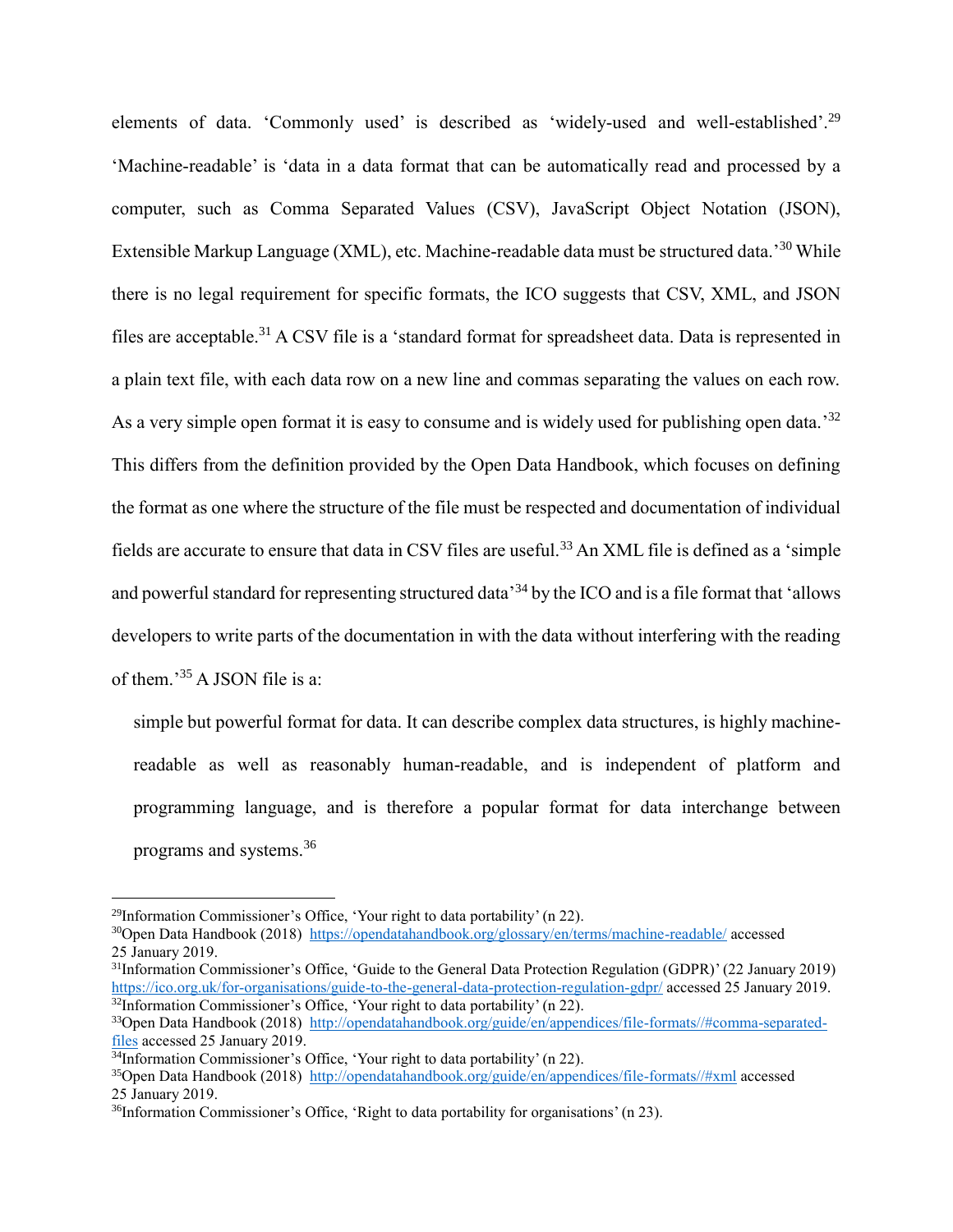elements of data. 'Commonly used' is described as 'widely-used and well-established'.[29] 'Machine-readable' is 'data in a data format that can be automatically read and processed by a computer, such as Comma Separated Values (CSV), JavaScript Object Notation (JSON), Extensible Markup Language (XML), etc. Machine-readable data must be structured data.'[30] While there is no legal requirement for specific formats, the ICO suggests that CSV, XML, and JSON files are acceptable.[31] A CSV file is a 'standard format for spreadsheet data. Data is represented in a plain text file, with each data row on a new line and commas separating the values on each row. As a very simple open format it is easy to consume and is widely used for publishing open data.'[32] This differs from the definition provided by the Open Data Handbook, which focuses on defining the format as one where the structure of the file must be respected and documentation of individual fields are accurate to ensure that data in CSV files are useful.[33] An XML file is defined as a 'simple and powerful standard for representing structured data'[34] by the ICO and is a file format that 'allows developers to write parts of the documentation in with the data without interfering with the reading of them.'[35] A JSON file is a:

> simple but powerful format for data. It can describe complex data structures, is highly machine-readable as well as reasonably human-readable, and is independent of platform and programming language, and is therefore a popular format for data interchange between programs and systems.[36]

---

[29] Information Commissioner's Office, 'Your right to data portability' (n 22).

[30] Open Data Handbook (2018) https://opendatahandbook.org/glossary/en/terms/machine-readable/ accessed 25 January 2019.

[31] Information Commissioner's Office, 'Guide to the General Data Protection Regulation (GDPR)' (22 January 2019) https://ico.org.uk/for-organisations/guide-to-the-general-data-protection-regulation-gdpr/ accessed 25 January 2019.

[32] Information Commissioner's Office, 'Your right to data portability' (n 22).

[33] Open Data Handbook (2018) http://opendatahandbook.org/guide/en/appendices/file-formats//#comma-separated-files accessed 25 January 2019.

[34] Information Commissioner's Office, 'Your right to data portability' (n 22).

[35] Open Data Handbook (2018) http://opendatahandbook.org/guide/en/appendices/file-formats//#xml accessed 25 January 2019.

[36] Information Commissioner's Office, 'Right to data portability for organisations' (n 23).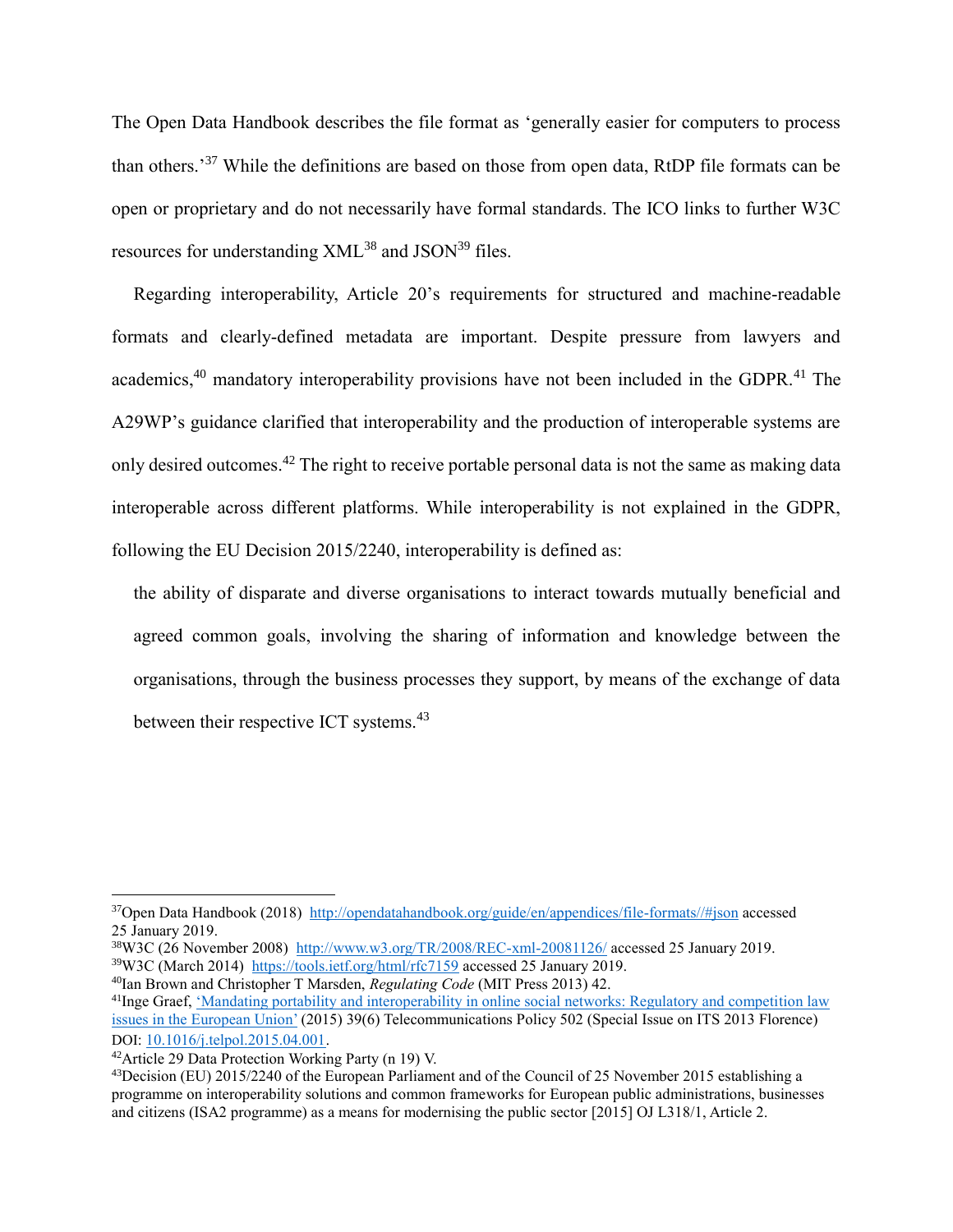The Open Data Handbook describes the file format as 'generally easier for computers to process than others.'[37] While the definitions are based on those from open data, RtDP file formats can be open or proprietary and do not necessarily have formal standards. The ICO links to further W3C resources for understanding XML[38] and JSON[39] files.

Regarding interoperability, Article 20's requirements for structured and machine-readable formats and clearly-defined metadata are important. Despite pressure from lawyers and academics,[40] mandatory interoperability provisions have not been included in the GDPR.[41] The A29WP's guidance clarified that interoperability and the production of interoperable systems are only desired outcomes.[42] The right to receive portable personal data is not the same as making data interoperable across different platforms. While interoperability is not explained in the GDPR, following the EU Decision 2015/2240, interoperability is defined as:

> the ability of disparate and diverse organisations to interact towards mutually beneficial and agreed common goals, involving the sharing of information and knowledge between the organisations, through the business processes they support, by means of the exchange of data between their respective ICT systems.[43]

---

[37] Open Data Handbook (2018) http://opendatahandbook.org/guide/en/appendices/file-formats//#json accessed 25 January 2019.

[38] W3C (26 November 2008) http://www.w3.org/TR/2008/REC-xml-20081126/ accessed 25 January 2019.

[39] W3C (March 2014) https://tools.ietf.org/html/rfc7159 accessed 25 January 2019.

[40] Ian Brown and Christopher T Marsden, *Regulating Code* (MIT Press 2013) 42.

[41] Inge Graef, 'Mandating portability and interoperability in online social networks: Regulatory and competition law issues in the European Union' (2015) 39(6) Telecommunications Policy 502 (Special Issue on ITS 2013 Florence) DOI: 10.1016/j.telpol.2015.04.001.

[42] Article 29 Data Protection Working Party (n 19) V.

[43] Decision (EU) 2015/2240 of the European Parliament and of the Council of 25 November 2015 establishing a programme on interoperability solutions and common frameworks for European public administrations, businesses and citizens (ISA2 programme) as a means for modernising the public sector [2015] OJ L318/1, Article 2.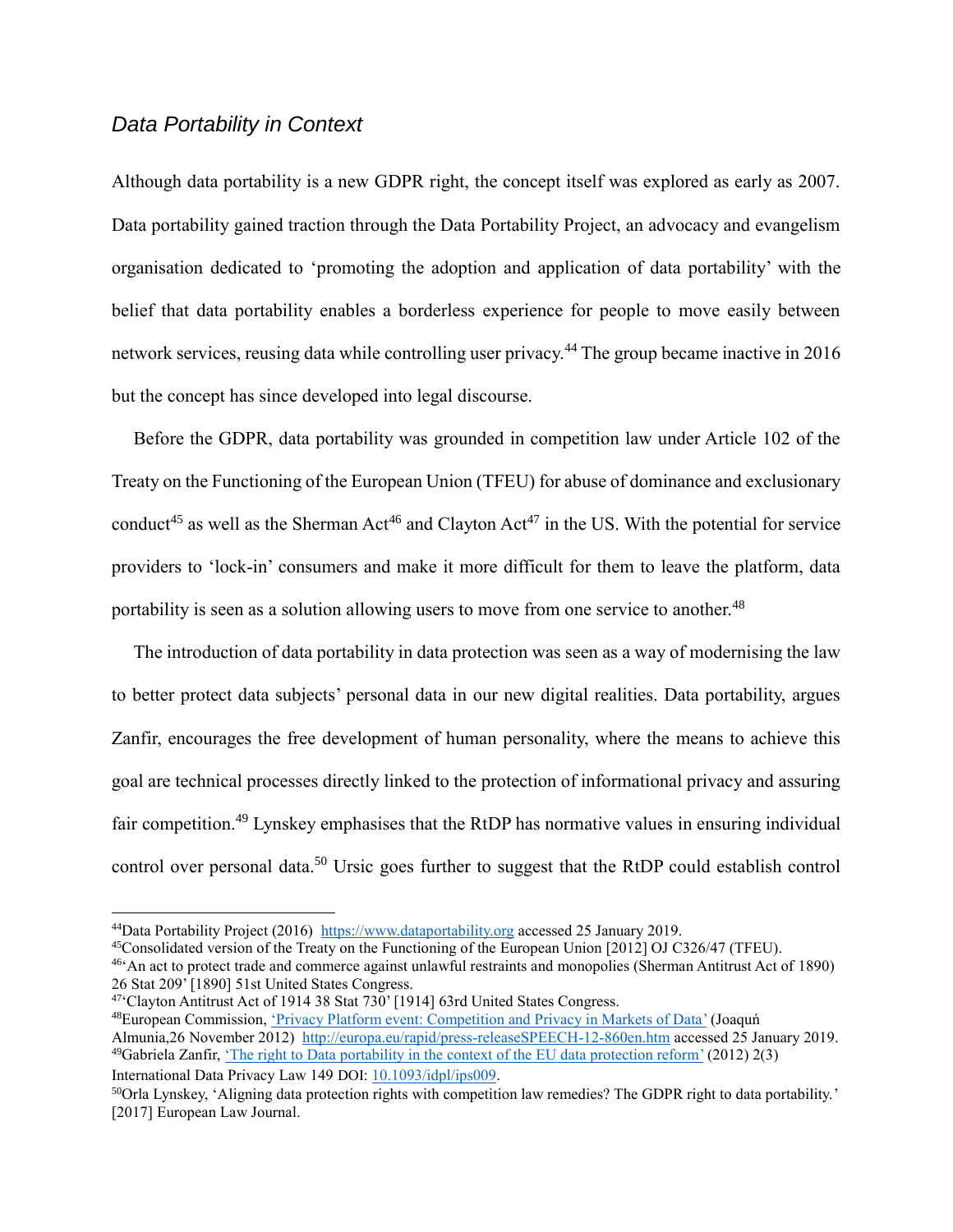## *Data Portability in Context*

Although data portability is a new GDPR right, the concept itself was explored as early as 2007. Data portability gained traction through the Data Portability Project, an advocacy and evangelism organisation dedicated to 'promoting the adoption and application of data portability' with the belief that data portability enables a borderless experience for people to move easily between network services, reusing data while controlling user privacy.[44] The group became inactive in 2016 but the concept has since developed into legal discourse.

Before the GDPR, data portability was grounded in competition law under Article 102 of the Treaty on the Functioning of the European Union (TFEU) for abuse of dominance and exclusionary conduct[45] as well as the Sherman Act[46] and Clayton Act[47] in the US. With the potential for service providers to 'lock-in' consumers and make it more difficult for them to leave the platform, data portability is seen as a solution allowing users to move from one service to another.[48]

The introduction of data portability in data protection was seen as a way of modernising the law to better protect data subjects' personal data in our new digital realities. Data portability, argues Zanfir, encourages the free development of human personality, where the means to achieve this goal are technical processes directly linked to the protection of informational privacy and assuring fair competition.[49] Lynskey emphasises that the RtDP has normative values in ensuring individual control over personal data.[50] Ursic goes further to suggest that the RtDP could establish control

---

[44] Data Portability Project (2016) [https://www.dataportability.org](https://www.dataportability.org) accessed 25 January 2019.

[45] Consolidated version of the Treaty on the Functioning of the European Union [2012] OJ C326/47 (TFEU).

[46] 'An act to protect trade and commerce against unlawful restraints and monopolies (Sherman Antitrust Act of 1890) 26 Stat 209' [1890] 51st United States Congress.

[47] 'Clayton Antitrust Act of 1914 38 Stat 730' [1914] 63rd United States Congress.

[48] European Commission, ['Privacy Platform event: Competition and Privacy in Markets of Data'](http://europa.eu/rapid/press-releaseSPEECH-12-860en.htm) (Joaquń Almunia,26 November 2012) [http://europa.eu/rapid/press-releaseSPEECH-12-860en.htm](http://europa.eu/rapid/press-releaseSPEECH-12-860en.htm) accessed 25 January 2019.

[49] Gabriela Zanfir, ['The right to Data portability in the context of the EU data protection reform'](https://doi.org/10.1093/idpl/ips009) (2012) 2(3) International Data Privacy Law 149 DOI: [10.1093/idpl/ips009](https://doi.org/10.1093/idpl/ips009).

[50] Orla Lynskey, 'Aligning data protection rights with competition law remedies? The GDPR right to data portability.' [2017] European Law Journal.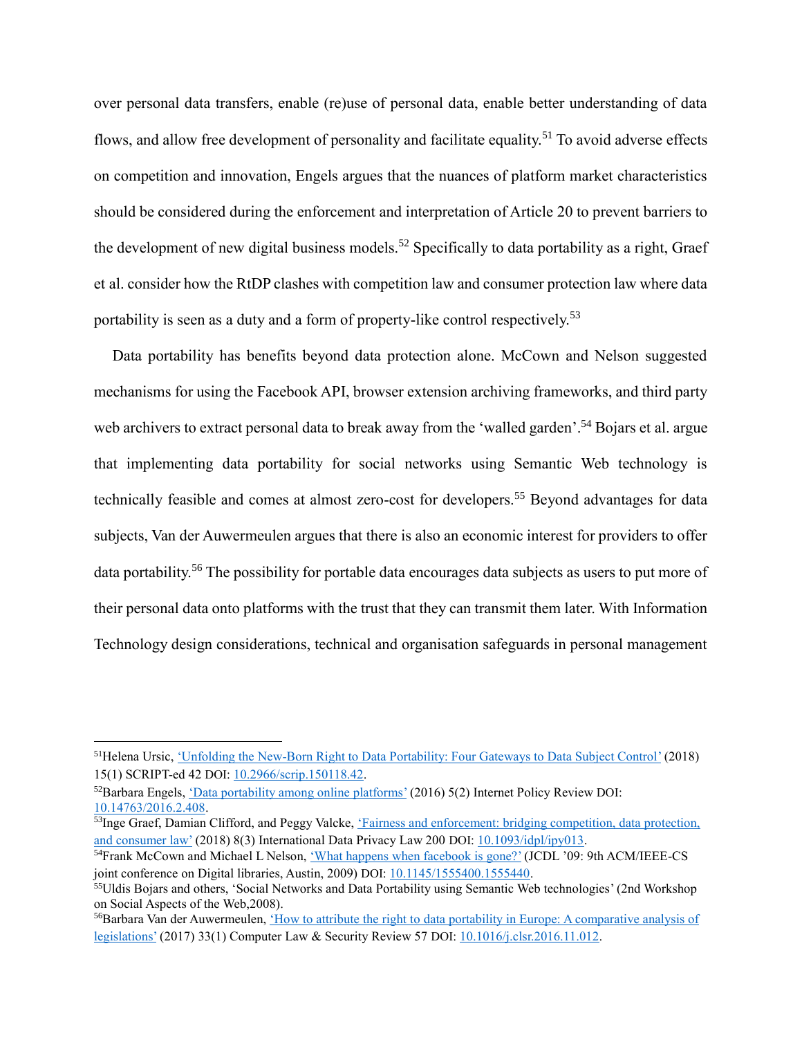over personal data transfers, enable (re)use of personal data, enable better understanding of data flows, and allow free development of personality and facilitate equality.[51] To avoid adverse effects on competition and innovation, Engels argues that the nuances of platform market characteristics should be considered during the enforcement and interpretation of Article 20 to prevent barriers to the development of new digital business models.[52] Specifically to data portability as a right, Graef et al. consider how the RtDP clashes with competition law and consumer protection law where data portability is seen as a duty and a form of property-like control respectively.[53]

Data portability has benefits beyond data protection alone. McCown and Nelson suggested mechanisms for using the Facebook API, browser extension archiving frameworks, and third party web archivers to extract personal data to break away from the 'walled garden'.[54] Bojars et al. argue that implementing data portability for social networks using Semantic Web technology is technically feasible and comes at almost zero-cost for developers.[55] Beyond advantages for data subjects, Van der Auwermeulen argues that there is also an economic interest for providers to offer data portability.[56] The possibility for portable data encourages data subjects as users to put more of their personal data onto platforms with the trust that they can transmit them later. With Information Technology design considerations, technical and organisation safeguards in personal management

---

[51] Helena Ursic, 'Unfolding the New-Born Right to Data Portability: Four Gateways to Data Subject Control' (2018) 15(1) SCRIPT-ed 42 DOI: 10.2966/scrip.150118.42.

[52] Barbara Engels, 'Data portability among online platforms' (2016) 5(2) Internet Policy Review DOI: 10.14763/2016.2.408.

[53] Inge Graef, Damian Clifford, and Peggy Valcke, 'Fairness and enforcement: bridging competition, data protection, and consumer law' (2018) 8(3) International Data Privacy Law 200 DOI: 10.1093/idpl/ipy013.

[54] Frank McCown and Michael L Nelson, 'What happens when facebook is gone?' (JCDL '09: 9th ACM/IEEE-CS joint conference on Digital libraries, Austin, 2009) DOI: 10.1145/1555400.1555440.

[55] Uldis Bojars and others, 'Social Networks and Data Portability using Semantic Web technologies' (2nd Workshop on Social Aspects of the Web,2008).

[56] Barbara Van der Auwermeulen, 'How to attribute the right to data portability in Europe: A comparative analysis of legislations' (2017) 33(1) Computer Law & Security Review 57 DOI: 10.1016/j.clsr.2016.11.012.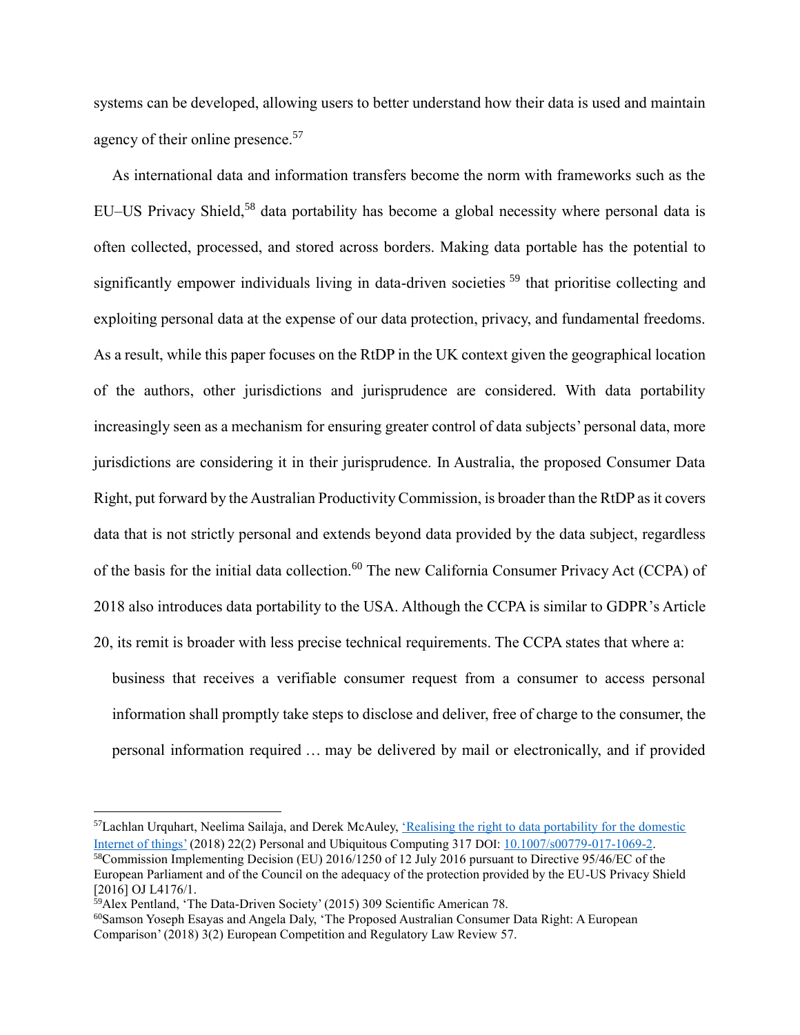systems can be developed, allowing users to better understand how their data is used and maintain agency of their online presence.[57]

As international data and information transfers become the norm with frameworks such as the EU–US Privacy Shield,[58] data portability has become a global necessity where personal data is often collected, processed, and stored across borders. Making data portable has the potential to significantly empower individuals living in data-driven societies [59] that prioritise collecting and exploiting personal data at the expense of our data protection, privacy, and fundamental freedoms. As a result, while this paper focuses on the RtDP in the UK context given the geographical location of the authors, other jurisdictions and jurisprudence are considered. With data portability increasingly seen as a mechanism for ensuring greater control of data subjects' personal data, more jurisdictions are considering it in their jurisprudence. In Australia, the proposed Consumer Data Right, put forward by the Australian Productivity Commission, is broader than the RtDP as it covers data that is not strictly personal and extends beyond data provided by the data subject, regardless of the basis for the initial data collection.[60] The new California Consumer Privacy Act (CCPA) of 2018 also introduces data portability to the USA. Although the CCPA is similar to GDPR's Article 20, its remit is broader with less precise technical requirements. The CCPA states that where a:

> business that receives a verifiable consumer request from a consumer to access personal information shall promptly take steps to disclose and deliver, free of charge to the consumer, the personal information required … may be delivered by mail or electronically, and if provided

---

[57] Lachlan Urquhart, Neelima Sailaja, and Derek McAuley, 'Realising the right to data portability for the domestic Internet of things' (2018) 22(2) Personal and Ubiquitous Computing 317 DOI: 10.1007/s00779-017-1069-2.

[58] Commission Implementing Decision (EU) 2016/1250 of 12 July 2016 pursuant to Directive 95/46/EC of the European Parliament and of the Council on the adequacy of the protection provided by the EU-US Privacy Shield [2016] OJ L4176/1.

[59] Alex Pentland, 'The Data-Driven Society' (2015) 309 Scientific American 78.

[60] Samson Yoseph Esayas and Angela Daly, 'The Proposed Australian Consumer Data Right: A European Comparison' (2018) 3(2) European Competition and Regulatory Law Review 57.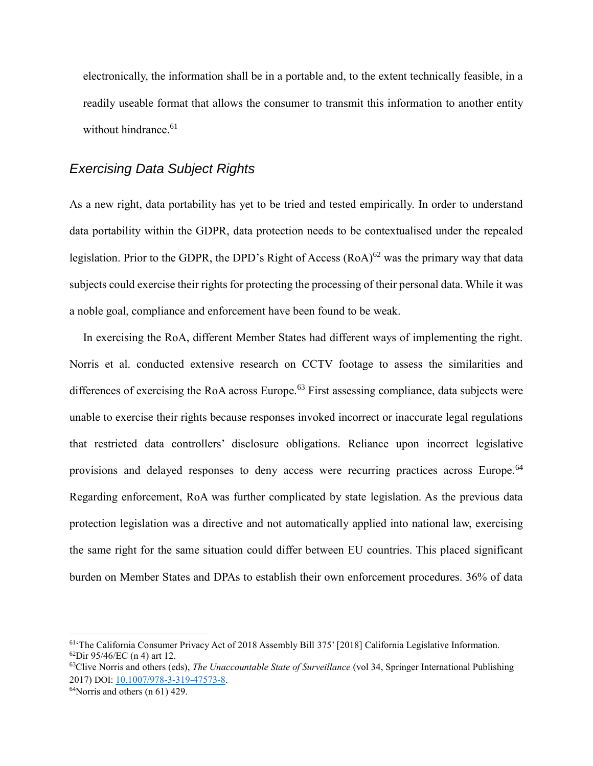electronically, the information shall be in a portable and, to the extent technically feasible, in a readily useable format that allows the consumer to transmit this information to another entity without hindrance.[61]

## *Exercising Data Subject Rights*

As a new right, data portability has yet to be tried and tested empirically. In order to understand data portability within the GDPR, data protection needs to be contextualised under the repealed legislation. Prior to the GDPR, the DPD's Right of Access (RoA)[62] was the primary way that data subjects could exercise their rights for protecting the processing of their personal data. While it was a noble goal, compliance and enforcement have been found to be weak.

In exercising the RoA, different Member States had different ways of implementing the right. Norris et al. conducted extensive research on CCTV footage to assess the similarities and differences of exercising the RoA across Europe.[63] First assessing compliance, data subjects were unable to exercise their rights because responses invoked incorrect or inaccurate legal regulations that restricted data controllers' disclosure obligations. Reliance upon incorrect legislative provisions and delayed responses to deny access were recurring practices across Europe.[64] Regarding enforcement, RoA was further complicated by state legislation. As the previous data protection legislation was a directive and not automatically applied into national law, exercising the same right for the same situation could differ between EU countries. This placed significant burden on Member States and DPAs to establish their own enforcement procedures. 36% of data

---

[61] 'The California Consumer Privacy Act of 2018 Assembly Bill 375' [2018] California Legislative Information.
[62] Dir 95/46/EC (n 4) art 12.
[63] Clive Norris and others (eds), *The Unaccountable State of Surveillance* (vol 34, Springer International Publishing 2017) DOI: [10.1007/978-3-319-47573-8](https://doi.org/10.1007/978-3-319-47573-8).
[64] Norris and others (n 61) 429.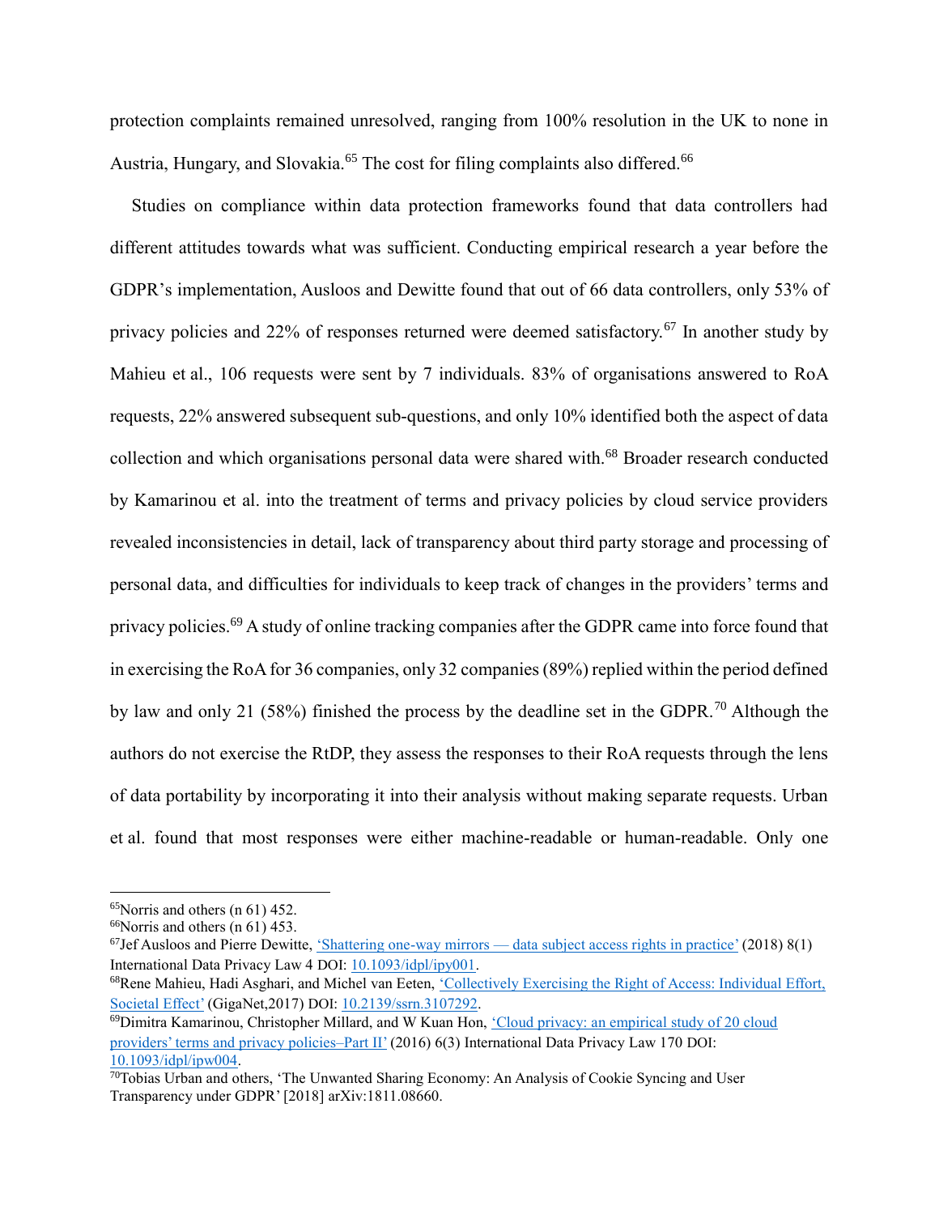protection complaints remained unresolved, ranging from 100% resolution in the UK to none in Austria, Hungary, and Slovakia.[65] The cost for filing complaints also differed.[66]

Studies on compliance within data protection frameworks found that data controllers had different attitudes towards what was sufficient. Conducting empirical research a year before the GDPR's implementation, Ausloos and Dewitte found that out of 66 data controllers, only 53% of privacy policies and 22% of responses returned were deemed satisfactory.[67] In another study by Mahieu et al., 106 requests were sent by 7 individuals. 83% of organisations answered to RoA requests, 22% answered subsequent sub-questions, and only 10% identified both the aspect of data collection and which organisations personal data were shared with.[68] Broader research conducted by Kamarinou et al. into the treatment of terms and privacy policies by cloud service providers revealed inconsistencies in detail, lack of transparency about third party storage and processing of personal data, and difficulties for individuals to keep track of changes in the providers' terms and privacy policies.[69] A study of online tracking companies after the GDPR came into force found that in exercising the RoA for 36 companies, only 32 companies (89%) replied within the period defined by law and only 21 (58%) finished the process by the deadline set in the GDPR.[70] Although the authors do not exercise the RtDP, they assess the responses to their RoA requests through the lens of data portability by incorporating it into their analysis without making separate requests. Urban et al. found that most responses were either machine-readable or human-readable. Only one

---

[65] Norris and others (n 61) 452.

[66] Norris and others (n 61) 453.

[67] Jef Ausloos and Pierre Dewitte, 'Shattering one-way mirrors — data subject access rights in practice' (2018) 8(1) International Data Privacy Law 4 DOI: 10.1093/idpl/ipy001.

[68] Rene Mahieu, Hadi Asghari, and Michel van Eeten, 'Collectively Exercising the Right of Access: Individual Effort, Societal Effect' (GigaNet,2017) DOI: 10.2139/ssrn.3107292.

[69] Dimitra Kamarinou, Christopher Millard, and W Kuan Hon, 'Cloud privacy: an empirical study of 20 cloud providers' terms and privacy policies–Part II' (2016) 6(3) International Data Privacy Law 170 DOI: 10.1093/idpl/ipw004.

[70] Tobias Urban and others, 'The Unwanted Sharing Economy: An Analysis of Cookie Syncing and User Transparency under GDPR' [2018] arXiv:1811.08660.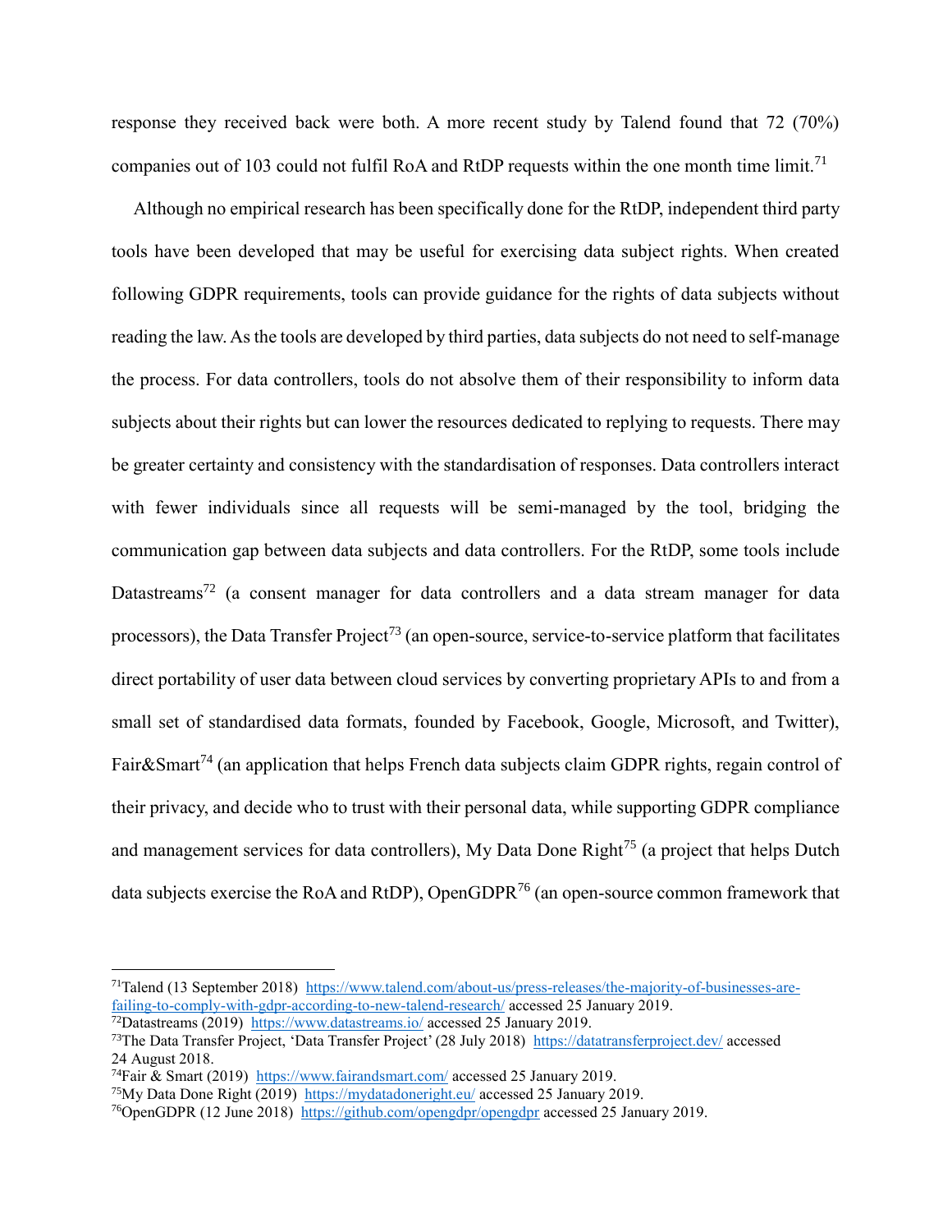response they received back were both. A more recent study by Talend found that 72 (70%) companies out of 103 could not fulfil RoA and RtDP requests within the one month time limit.[71]

Although no empirical research has been specifically done for the RtDP, independent third party tools have been developed that may be useful for exercising data subject rights. When created following GDPR requirements, tools can provide guidance for the rights of data subjects without reading the law. As the tools are developed by third parties, data subjects do not need to self-manage the process. For data controllers, tools do not absolve them of their responsibility to inform data subjects about their rights but can lower the resources dedicated to replying to requests. There may be greater certainty and consistency with the standardisation of responses. Data controllers interact with fewer individuals since all requests will be semi-managed by the tool, bridging the communication gap between data subjects and data controllers. For the RtDP, some tools include Datastreams[72] (a consent manager for data controllers and a data stream manager for data processors), the Data Transfer Project[73] (an open-source, service-to-service platform that facilitates direct portability of user data between cloud services by converting proprietary APIs to and from a small set of standardised data formats, founded by Facebook, Google, Microsoft, and Twitter), Fair&Smart[74] (an application that helps French data subjects claim GDPR rights, regain control of their privacy, and decide who to trust with their personal data, while supporting GDPR compliance and management services for data controllers), My Data Done Right[75] (a project that helps Dutch data subjects exercise the RoA and RtDP), OpenGDPR[76] (an open-source common framework that

---

[71] Talend (13 September 2018) https://www.talend.com/about-us/press-releases/the-majority-of-businesses-are-failing-to-comply-with-gdpr-according-to-new-talend-research/ accessed 25 January 2019.

[72] Datastreams (2019) https://www.datastreams.io/ accessed 25 January 2019.

[73] The Data Transfer Project, 'Data Transfer Project' (28 July 2018) https://datatransferproject.dev/ accessed 24 August 2018.

[74] Fair & Smart (2019) https://www.fairandsmart.com/ accessed 25 January 2019.

[75] My Data Done Right (2019) https://mydatadoneright.eu/ accessed 25 January 2019.

[76] OpenGDPR (12 June 2018) https://github.com/opengdpr/opengdpr accessed 25 January 2019.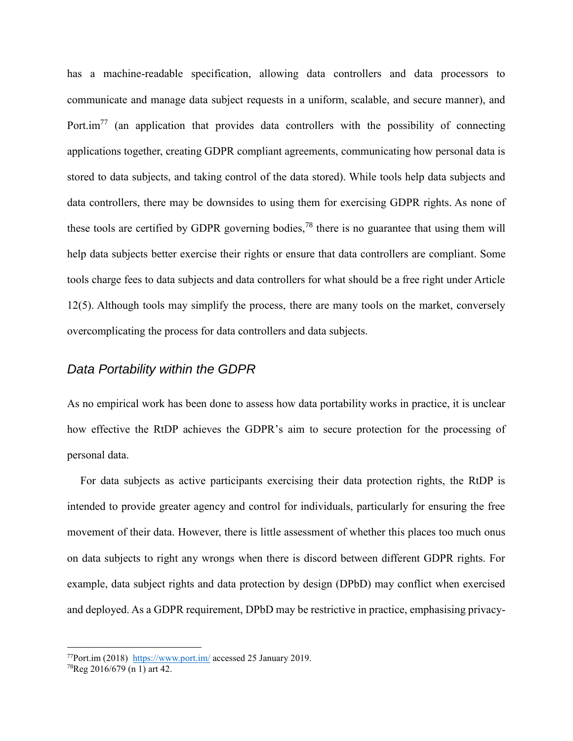has a machine-readable specification, allowing data controllers and data processors to communicate and manage data subject requests in a uniform, scalable, and secure manner), and Port.im[77] (an application that provides data controllers with the possibility of connecting applications together, creating GDPR compliant agreements, communicating how personal data is stored to data subjects, and taking control of the data stored). While tools help data subjects and data controllers, there may be downsides to using them for exercising GDPR rights. As none of these tools are certified by GDPR governing bodies,[78] there is no guarantee that using them will help data subjects better exercise their rights or ensure that data controllers are compliant. Some tools charge fees to data subjects and data controllers for what should be a free right under Article 12(5). Although tools may simplify the process, there are many tools on the market, conversely overcomplicating the process for data controllers and data subjects.

## *Data Portability within the GDPR*

As no empirical work has been done to assess how data portability works in practice, it is unclear how effective the RtDP achieves the GDPR's aim to secure protection for the processing of personal data.

For data subjects as active participants exercising their data protection rights, the RtDP is intended to provide greater agency and control for individuals, particularly for ensuring the free movement of their data. However, there is little assessment of whether this places too much onus on data subjects to right any wrongs when there is discord between different GDPR rights. For example, data subject rights and data protection by design (DPbD) may conflict when exercised and deployed. As a GDPR requirement, DPbD may be restrictive in practice, emphasising privacy-

---

[77] Port.im (2018) https://www.port.im/ accessed 25 January 2019.

[78] Reg 2016/679 (n 1) art 42.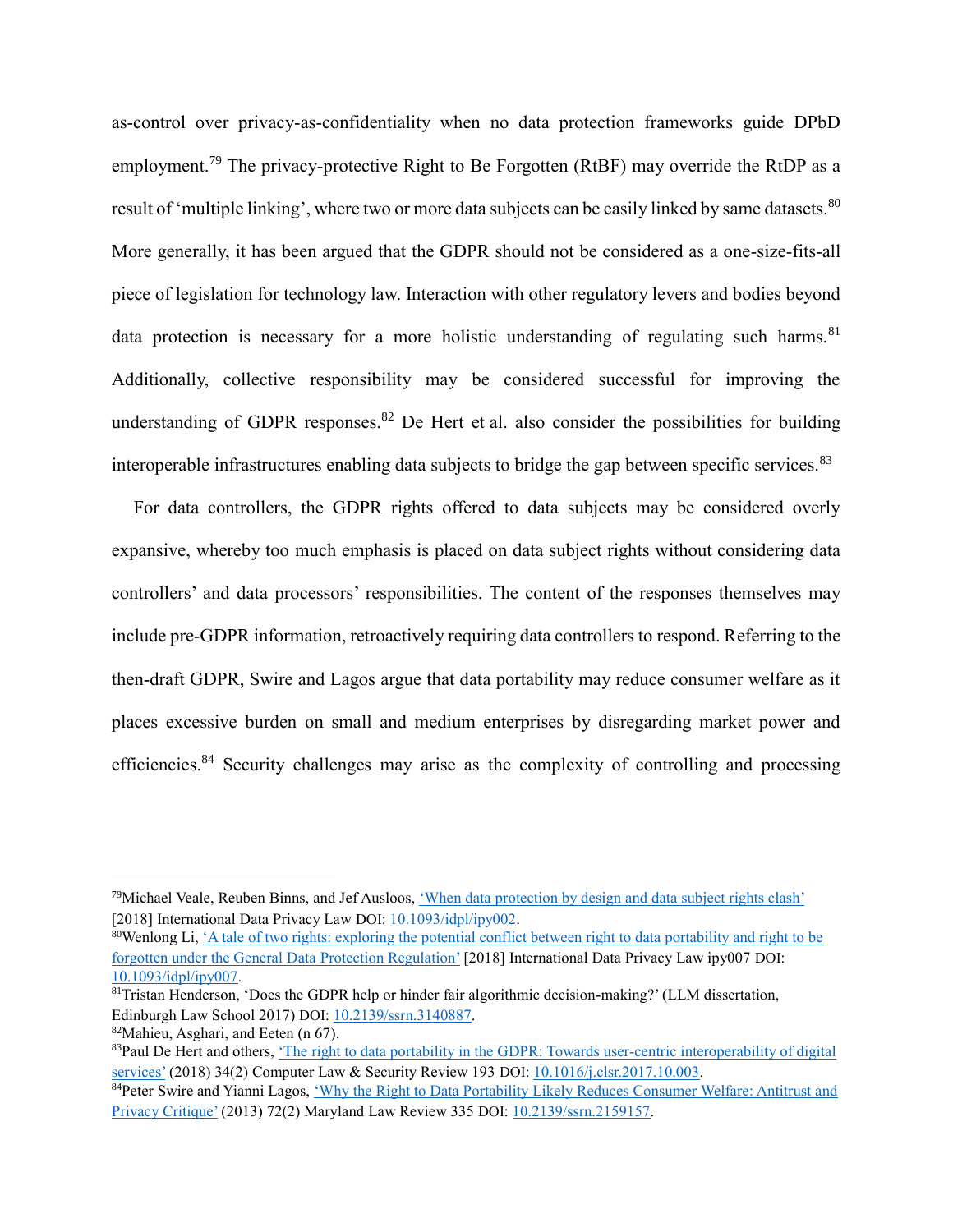as-control over privacy-as-confidentiality when no data protection frameworks guide DPbD employment.[79] The privacy-protective Right to Be Forgotten (RtBF) may override the RtDP as a result of 'multiple linking', where two or more data subjects can be easily linked by same datasets.[80] More generally, it has been argued that the GDPR should not be considered as a one-size-fits-all piece of legislation for technology law. Interaction with other regulatory levers and bodies beyond data protection is necessary for a more holistic understanding of regulating such harms.[81] Additionally, collective responsibility may be considered successful for improving the understanding of GDPR responses.[82] De Hert et al. also consider the possibilities for building interoperable infrastructures enabling data subjects to bridge the gap between specific services.[83]

For data controllers, the GDPR rights offered to data subjects may be considered overly expansive, whereby too much emphasis is placed on data subject rights without considering data controllers' and data processors' responsibilities. The content of the responses themselves may include pre-GDPR information, retroactively requiring data controllers to respond. Referring to the then-draft GDPR, Swire and Lagos argue that data portability may reduce consumer welfare as it places excessive burden on small and medium enterprises by disregarding market power and efficiencies.[84] Security challenges may arise as the complexity of controlling and processing

---

[79] Michael Veale, Reuben Binns, and Jef Ausloos, 'When data protection by design and data subject rights clash' [2018] International Data Privacy Law DOI: 10.1093/idpl/ipy002.

[80] Wenlong Li, 'A tale of two rights: exploring the potential conflict between right to data portability and right to be forgotten under the General Data Protection Regulation' [2018] International Data Privacy Law ipy007 DOI: 10.1093/idpl/ipy007.

[81] Tristan Henderson, 'Does the GDPR help or hinder fair algorithmic decision-making?' (LLM dissertation, Edinburgh Law School 2017) DOI: 10.2139/ssrn.3140887.

[82] Mahieu, Asghari, and Eeten (n 67).

[83] Paul De Hert and others, 'The right to data portability in the GDPR: Towards user-centric interoperability of digital services' (2018) 34(2) Computer Law & Security Review 193 DOI: 10.1016/j.clsr.2017.10.003.

[84] Peter Swire and Yianni Lagos, 'Why the Right to Data Portability Likely Reduces Consumer Welfare: Antitrust and Privacy Critique' (2013) 72(2) Maryland Law Review 335 DOI: 10.2139/ssrn.2159157.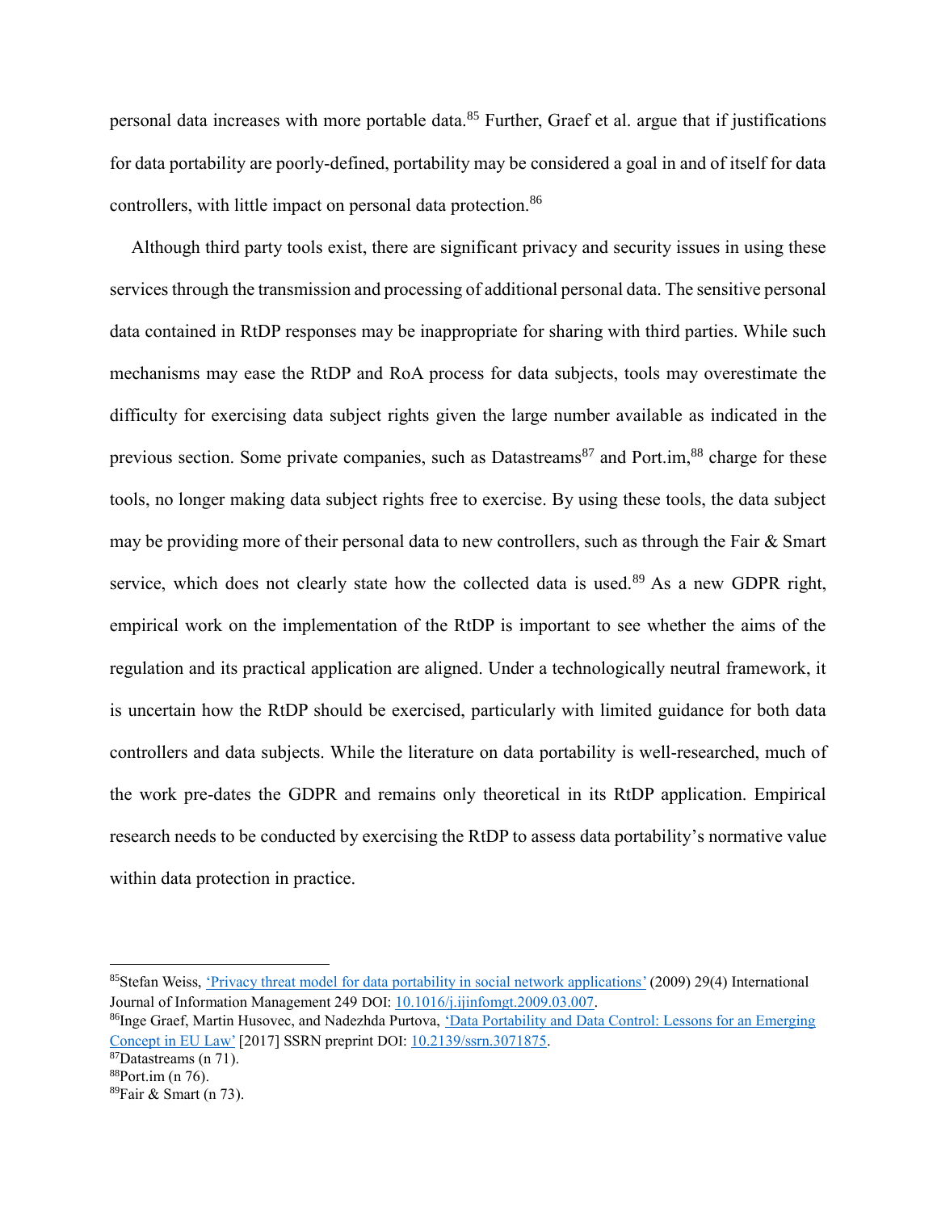personal data increases with more portable data.[85] Further, Graef et al. argue that if justifications for data portability are poorly-defined, portability may be considered a goal in and of itself for data controllers, with little impact on personal data protection.[86]

Although third party tools exist, there are significant privacy and security issues in using these services through the transmission and processing of additional personal data. The sensitive personal data contained in RtDP responses may be inappropriate for sharing with third parties. While such mechanisms may ease the RtDP and RoA process for data subjects, tools may overestimate the difficulty for exercising data subject rights given the large number available as indicated in the previous section. Some private companies, such as Datastreams[87] and Port.im,[88] charge for these tools, no longer making data subject rights free to exercise. By using these tools, the data subject may be providing more of their personal data to new controllers, such as through the Fair & Smart service, which does not clearly state how the collected data is used.[89] As a new GDPR right, empirical work on the implementation of the RtDP is important to see whether the aims of the regulation and its practical application are aligned. Under a technologically neutral framework, it is uncertain how the RtDP should be exercised, particularly with limited guidance for both data controllers and data subjects. While the literature on data portability is well-researched, much of the work pre-dates the GDPR and remains only theoretical in its RtDP application. Empirical research needs to be conducted by exercising the RtDP to assess data portability's normative value within data protection in practice.

---

[85] Stefan Weiss, 'Privacy threat model for data portability in social network applications' (2009) 29(4) International Journal of Information Management 249 DOI: 10.1016/j.ijinfomgt.2009.03.007.

[86] Inge Graef, Martin Husovec, and Nadezhda Purtova, 'Data Portability and Data Control: Lessons for an Emerging Concept in EU Law' [2017] SSRN preprint DOI: 10.2139/ssrn.3071875.

[87] Datastreams (n 71).

[88] Port.im (n 76).

[89] Fair & Smart (n 73).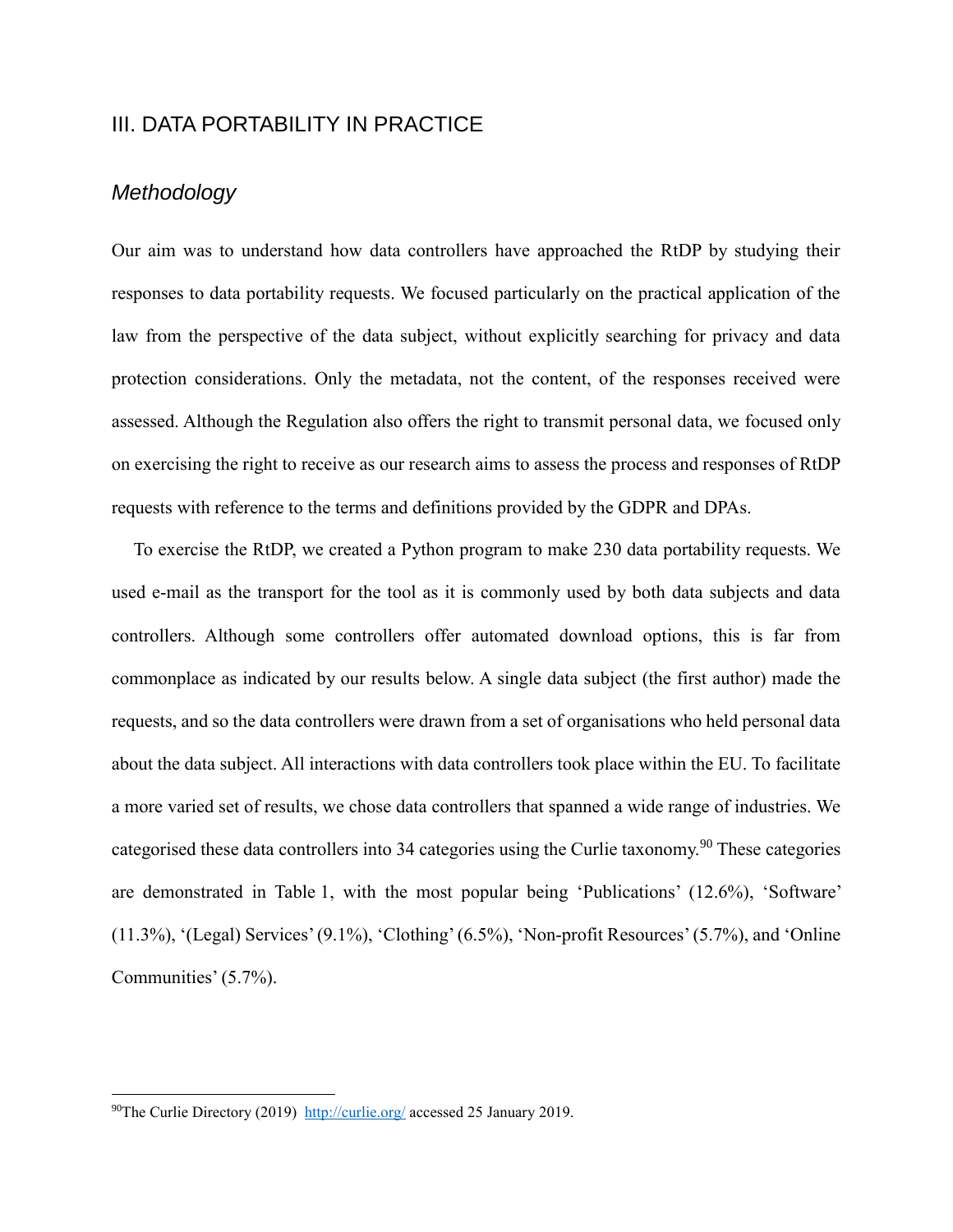## III. DATA PORTABILITY IN PRACTICE

### *Methodology*

Our aim was to understand how data controllers have approached the RtDP by studying their responses to data portability requests. We focused particularly on the practical application of the law from the perspective of the data subject, without explicitly searching for privacy and data protection considerations. Only the metadata, not the content, of the responses received were assessed. Although the Regulation also offers the right to transmit personal data, we focused only on exercising the right to receive as our research aims to assess the process and responses of RtDP requests with reference to the terms and definitions provided by the GDPR and DPAs.

To exercise the RtDP, we created a Python program to make 230 data portability requests. We used e-mail as the transport for the tool as it is commonly used by both data subjects and data controllers. Although some controllers offer automated download options, this is far from commonplace as indicated by our results below. A single data subject (the first author) made the requests, and so the data controllers were drawn from a set of organisations who held personal data about the data subject. All interactions with data controllers took place within the EU. To facilitate a more varied set of results, we chose data controllers that spanned a wide range of industries. We categorised these data controllers into 34 categories using the Curlie taxonomy.[90] These categories are demonstrated in Table 1, with the most popular being 'Publications' (12.6%), 'Software' (11.3%), '(Legal) Services' (9.1%), 'Clothing' (6.5%), 'Non-profit Resources' (5.7%), and 'Online Communities' (5.7%).

---

[90] The Curlie Directory (2019) http://curlie.org/ accessed 25 January 2019.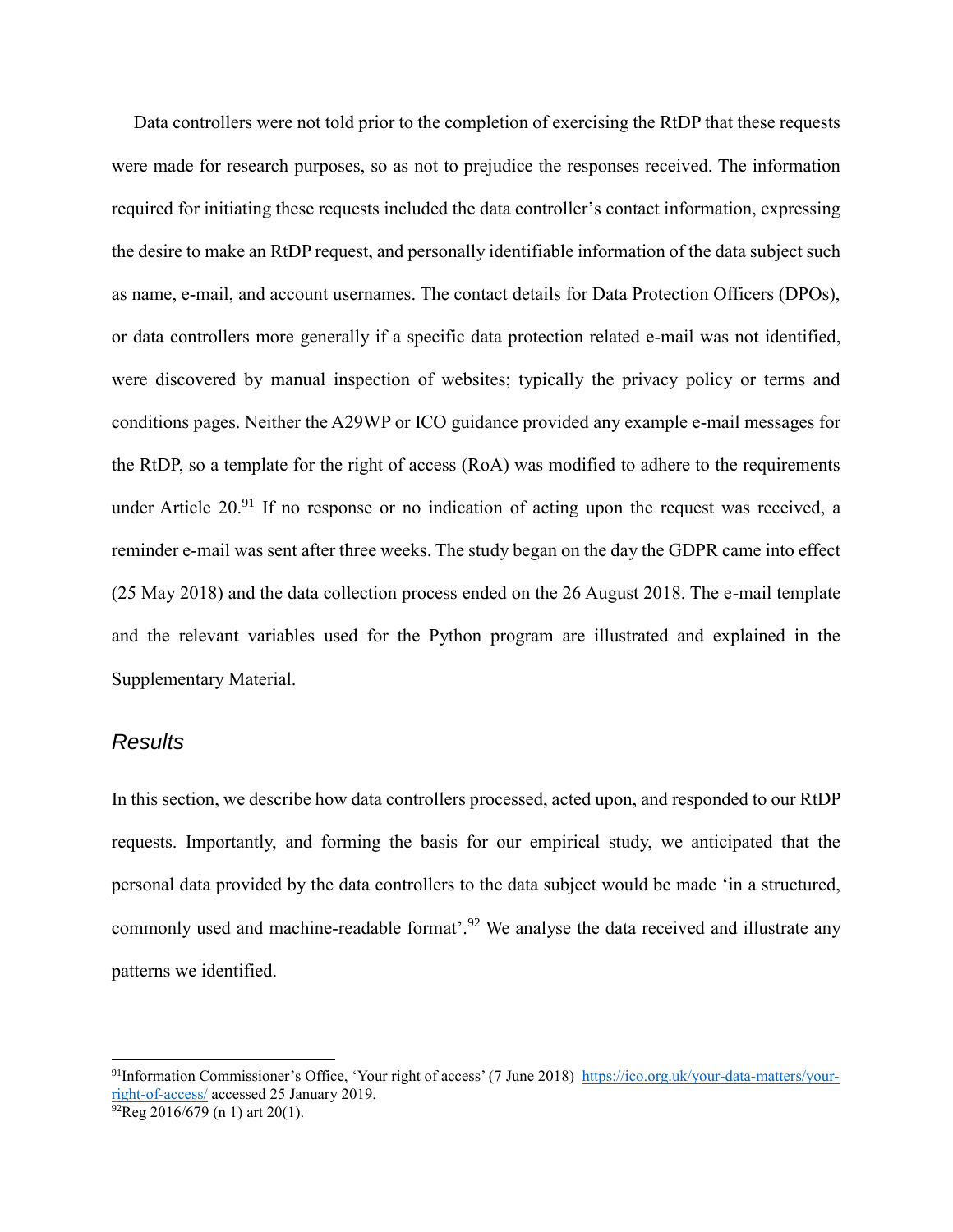Data controllers were not told prior to the completion of exercising the RtDP that these requests were made for research purposes, so as not to prejudice the responses received. The information required for initiating these requests included the data controller's contact information, expressing the desire to make an RtDP request, and personally identifiable information of the data subject such as name, e-mail, and account usernames. The contact details for Data Protection Officers (DPOs), or data controllers more generally if a specific data protection related e-mail was not identified, were discovered by manual inspection of websites; typically the privacy policy or terms and conditions pages. Neither the A29WP or ICO guidance provided any example e-mail messages for the RtDP, so a template for the right of access (RoA) was modified to adhere to the requirements under Article 20.[91] If no response or no indication of acting upon the request was received, a reminder e-mail was sent after three weeks. The study began on the day the GDPR came into effect (25 May 2018) and the data collection process ended on the 26 August 2018. The e-mail template and the relevant variables used for the Python program are illustrated and explained in the Supplementary Material.

## *Results*

In this section, we describe how data controllers processed, acted upon, and responded to our RtDP requests. Importantly, and forming the basis for our empirical study, we anticipated that the personal data provided by the data controllers to the data subject would be made 'in a structured, commonly used and machine-readable format'.[92] We analyse the data received and illustrate any patterns we identified.

---

[91] Information Commissioner's Office, 'Your right of access' (7 June 2018) https://ico.org.uk/your-data-matters/your-right-of-access/ accessed 25 January 2019.

[92] Reg 2016/679 (n 1) art 20(1).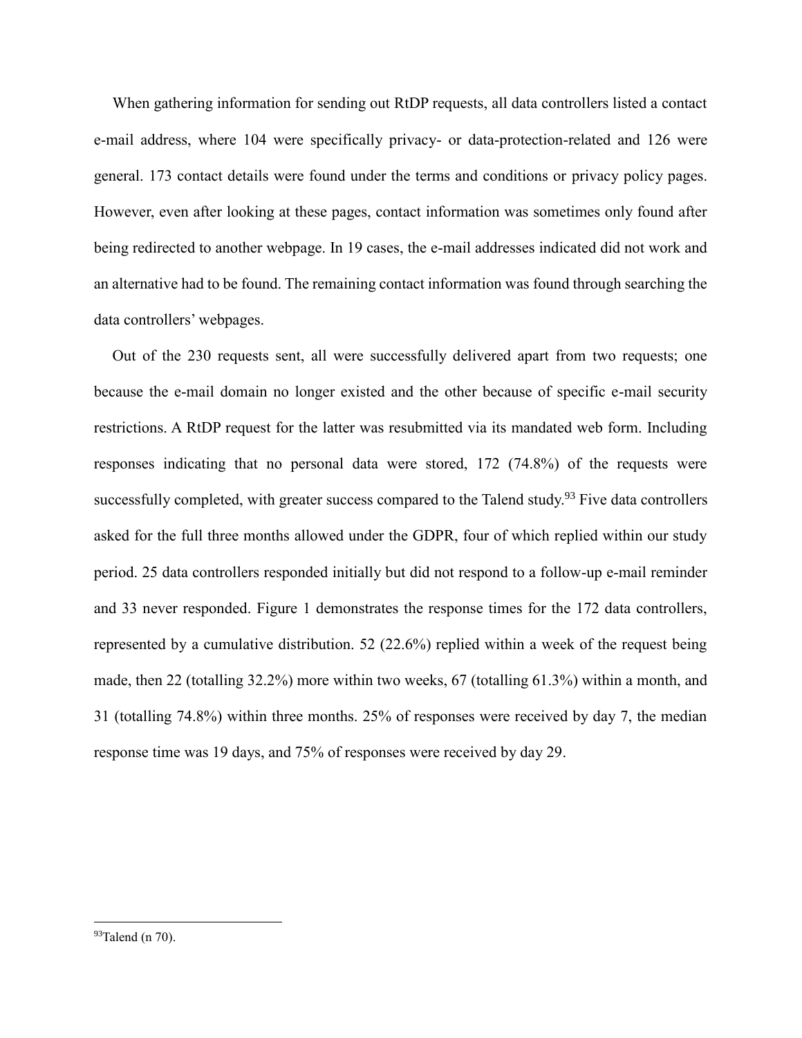When gathering information for sending out RtDP requests, all data controllers listed a contact e-mail address, where 104 were specifically privacy- or data-protection-related and 126 were general. 173 contact details were found under the terms and conditions or privacy policy pages. However, even after looking at these pages, contact information was sometimes only found after being redirected to another webpage. In 19 cases, the e-mail addresses indicated did not work and an alternative had to be found. The remaining contact information was found through searching the data controllers' webpages.

Out of the 230 requests sent, all were successfully delivered apart from two requests; one because the e-mail domain no longer existed and the other because of specific e-mail security restrictions. A RtDP request for the latter was resubmitted via its mandated web form. Including responses indicating that no personal data were stored, 172 (74.8%) of the requests were successfully completed, with greater success compared to the Talend study.[93] Five data controllers asked for the full three months allowed under the GDPR, four of which replied within our study period. 25 data controllers responded initially but did not respond to a follow-up e-mail reminder and 33 never responded. Figure 1 demonstrates the response times for the 172 data controllers, represented by a cumulative distribution. 52 (22.6%) replied within a week of the request being made, then 22 (totalling 32.2%) more within two weeks, 67 (totalling 61.3%) within a month, and 31 (totalling 74.8%) within three months. 25% of responses were received by day 7, the median response time was 19 days, and 75% of responses were received by day 29.

[93] Talend (n 70).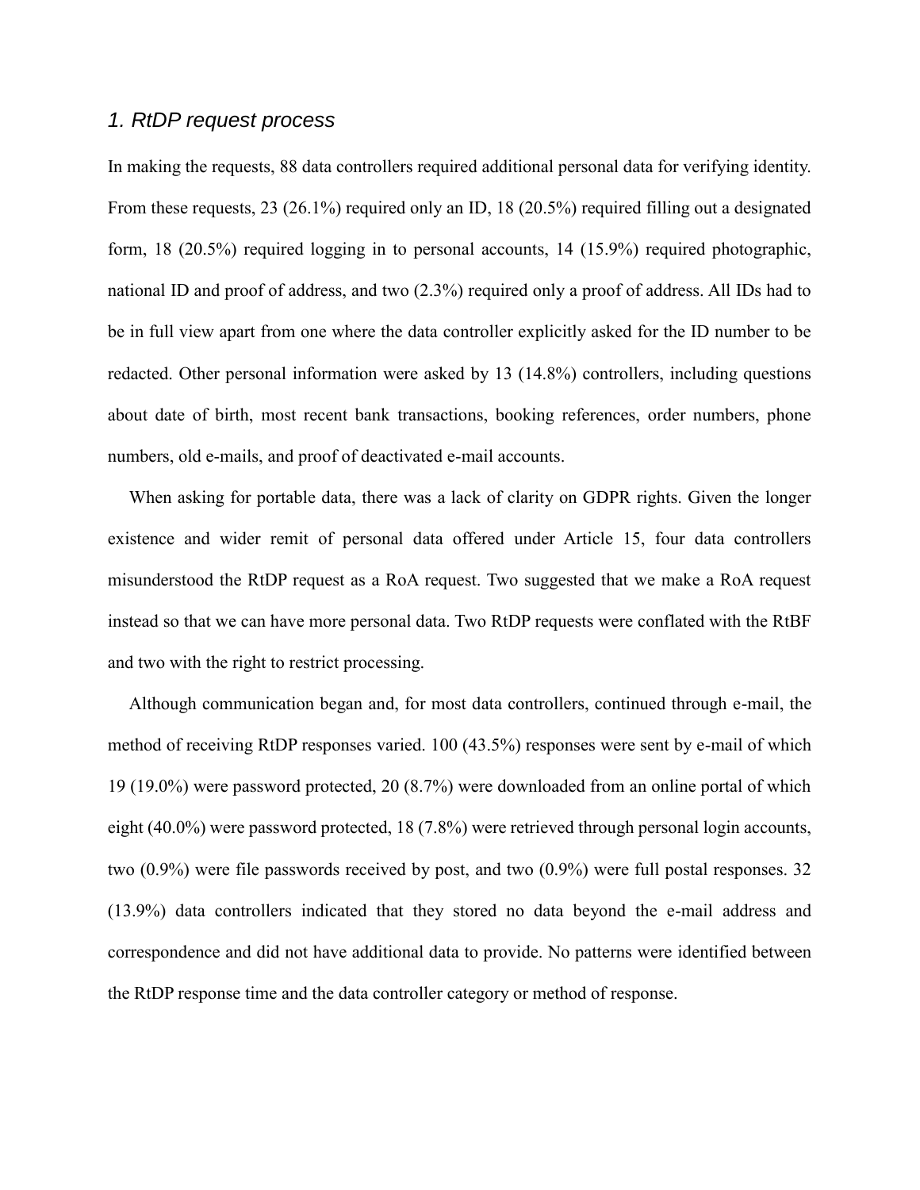### *1. RtDP request process*

In making the requests, 88 data controllers required additional personal data for verifying identity. From these requests, 23 (26.1%) required only an ID, 18 (20.5%) required filling out a designated form, 18 (20.5%) required logging in to personal accounts, 14 (15.9%) required photographic, national ID and proof of address, and two (2.3%) required only a proof of address. All IDs had to be in full view apart from one where the data controller explicitly asked for the ID number to be redacted. Other personal information were asked by 13 (14.8%) controllers, including questions about date of birth, most recent bank transactions, booking references, order numbers, phone numbers, old e-mails, and proof of deactivated e-mail accounts.

When asking for portable data, there was a lack of clarity on GDPR rights. Given the longer existence and wider remit of personal data offered under Article 15, four data controllers misunderstood the RtDP request as a RoA request. Two suggested that we make a RoA request instead so that we can have more personal data. Two RtDP requests were conflated with the RtBF and two with the right to restrict processing.

Although communication began and, for most data controllers, continued through e-mail, the method of receiving RtDP responses varied. 100 (43.5%) responses were sent by e-mail of which 19 (19.0%) were password protected, 20 (8.7%) were downloaded from an online portal of which eight (40.0%) were password protected, 18 (7.8%) were retrieved through personal login accounts, two (0.9%) were file passwords received by post, and two (0.9%) were full postal responses. 32 (13.9%) data controllers indicated that they stored no data beyond the e-mail address and correspondence and did not have additional data to provide. No patterns were identified between the RtDP response time and the data controller category or method of response.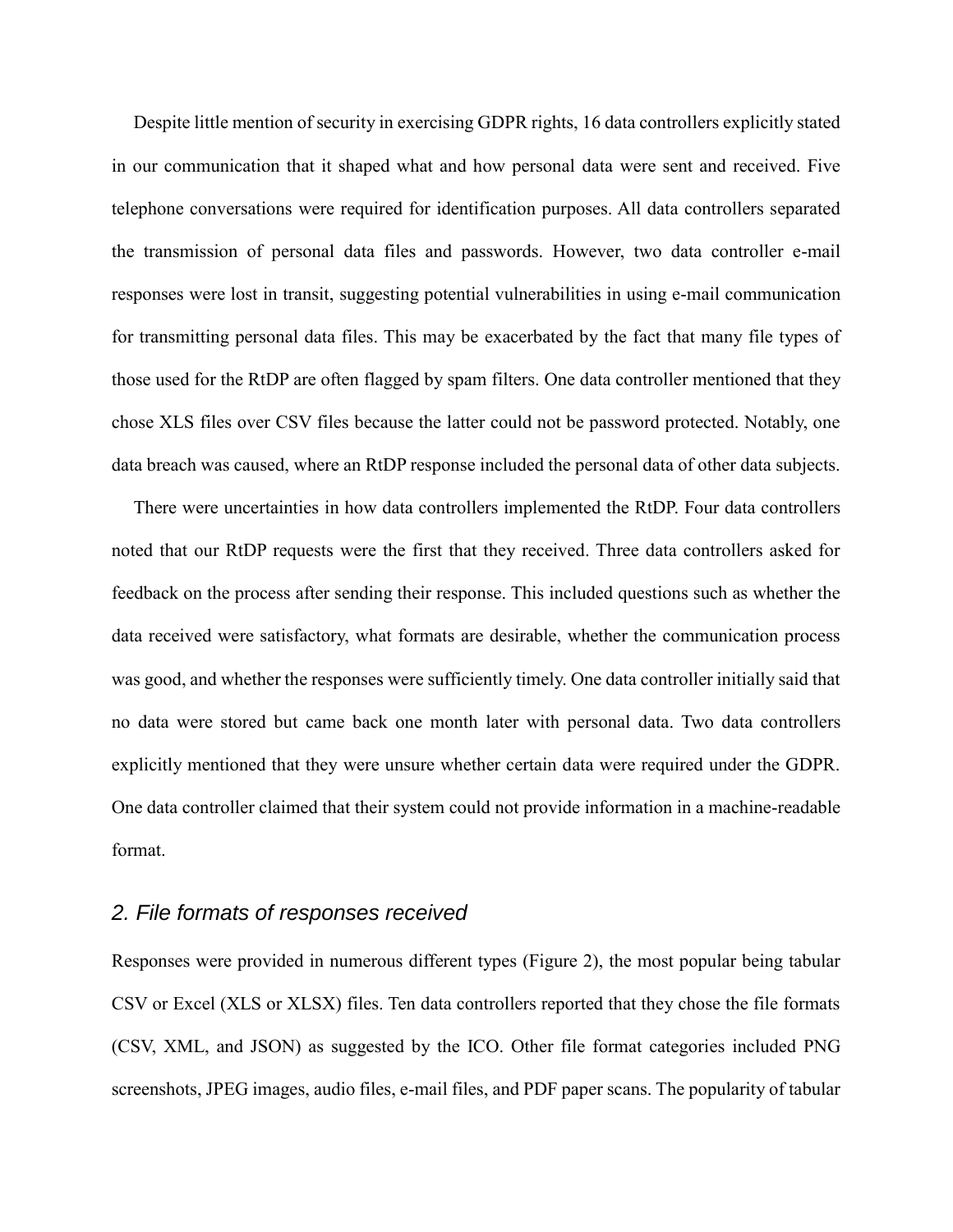Despite little mention of security in exercising GDPR rights, 16 data controllers explicitly stated in our communication that it shaped what and how personal data were sent and received. Five telephone conversations were required for identification purposes. All data controllers separated the transmission of personal data files and passwords. However, two data controller e-mail responses were lost in transit, suggesting potential vulnerabilities in using e-mail communication for transmitting personal data files. This may be exacerbated by the fact that many file types of those used for the RtDP are often flagged by spam filters. One data controller mentioned that they chose XLS files over CSV files because the latter could not be password protected. Notably, one data breach was caused, where an RtDP response included the personal data of other data subjects.

There were uncertainties in how data controllers implemented the RtDP. Four data controllers noted that our RtDP requests were the first that they received. Three data controllers asked for feedback on the process after sending their response. This included questions such as whether the data received were satisfactory, what formats are desirable, whether the communication process was good, and whether the responses were sufficiently timely. One data controller initially said that no data were stored but came back one month later with personal data. Two data controllers explicitly mentioned that they were unsure whether certain data were required under the GDPR. One data controller claimed that their system could not provide information in a machine-readable format.

## *2. File formats of responses received*

Responses were provided in numerous different types (Figure 2), the most popular being tabular CSV or Excel (XLS or XLSX) files. Ten data controllers reported that they chose the file formats (CSV, XML, and JSON) as suggested by the ICO. Other file format categories included PNG screenshots, JPEG images, audio files, e-mail files, and PDF paper scans. The popularity of tabular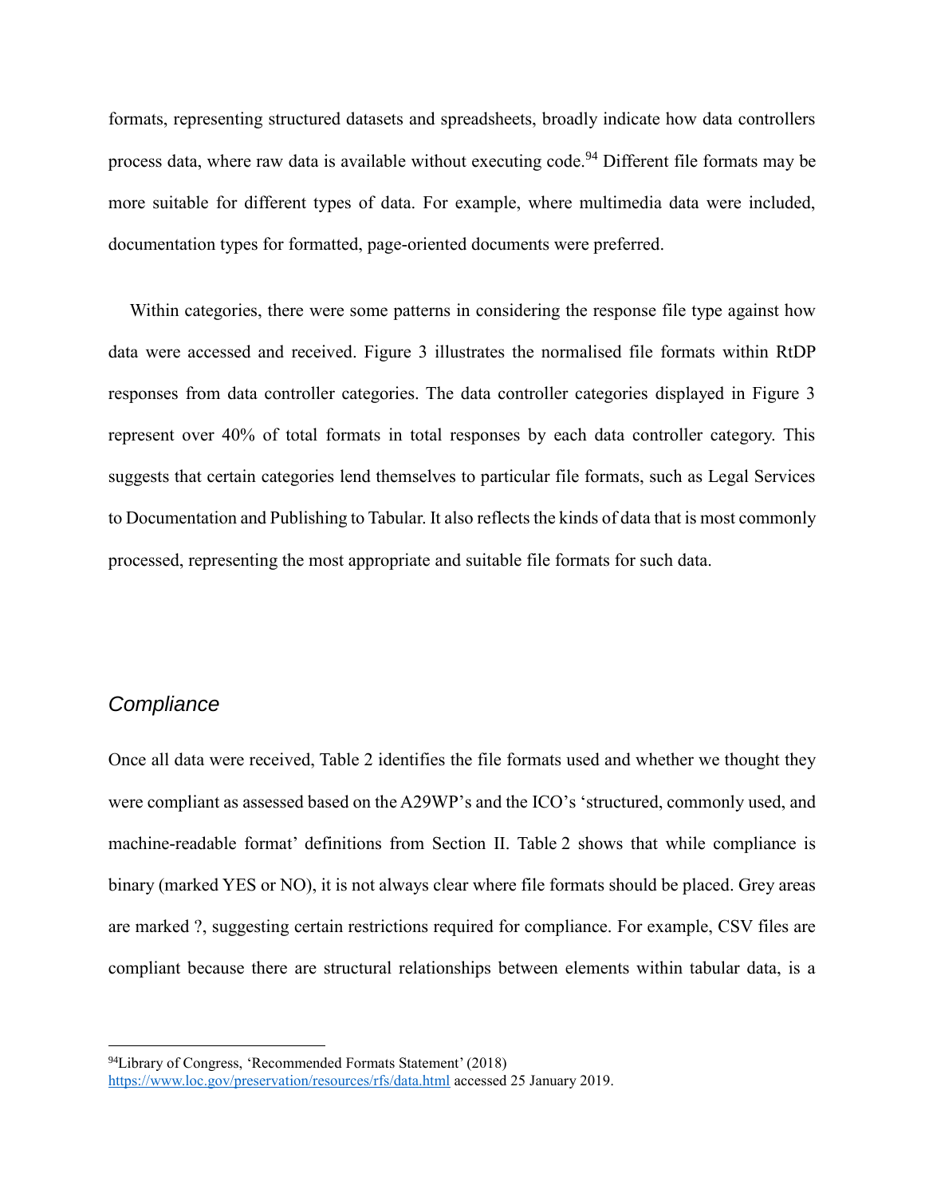formats, representing structured datasets and spreadsheets, broadly indicate how data controllers process data, where raw data is available without executing code.[94] Different file formats may be more suitable for different types of data. For example, where multimedia data were included, documentation types for formatted, page-oriented documents were preferred.

Within categories, there were some patterns in considering the response file type against how data were accessed and received. Figure 3 illustrates the normalised file formats within RtDP responses from data controller categories. The data controller categories displayed in Figure 3 represent over 40% of total formats in total responses by each data controller category. This suggests that certain categories lend themselves to particular file formats, such as Legal Services to Documentation and Publishing to Tabular. It also reflects the kinds of data that is most commonly processed, representing the most appropriate and suitable file formats for such data.

### *Compliance*

Once all data were received, Table 2 identifies the file formats used and whether we thought they were compliant as assessed based on the A29WP's and the ICO's 'structured, commonly used, and machine-readable format' definitions from Section II. Table 2 shows that while compliance is binary (marked YES or NO), it is not always clear where file formats should be placed. Grey areas are marked ?, suggesting certain restrictions required for compliance. For example, CSV files are compliant because there are structural relationships between elements within tabular data, is a

---

[94] Library of Congress, 'Recommended Formats Statement' (2018) https://www.loc.gov/preservation/resources/rfs/data.html accessed 25 January 2019.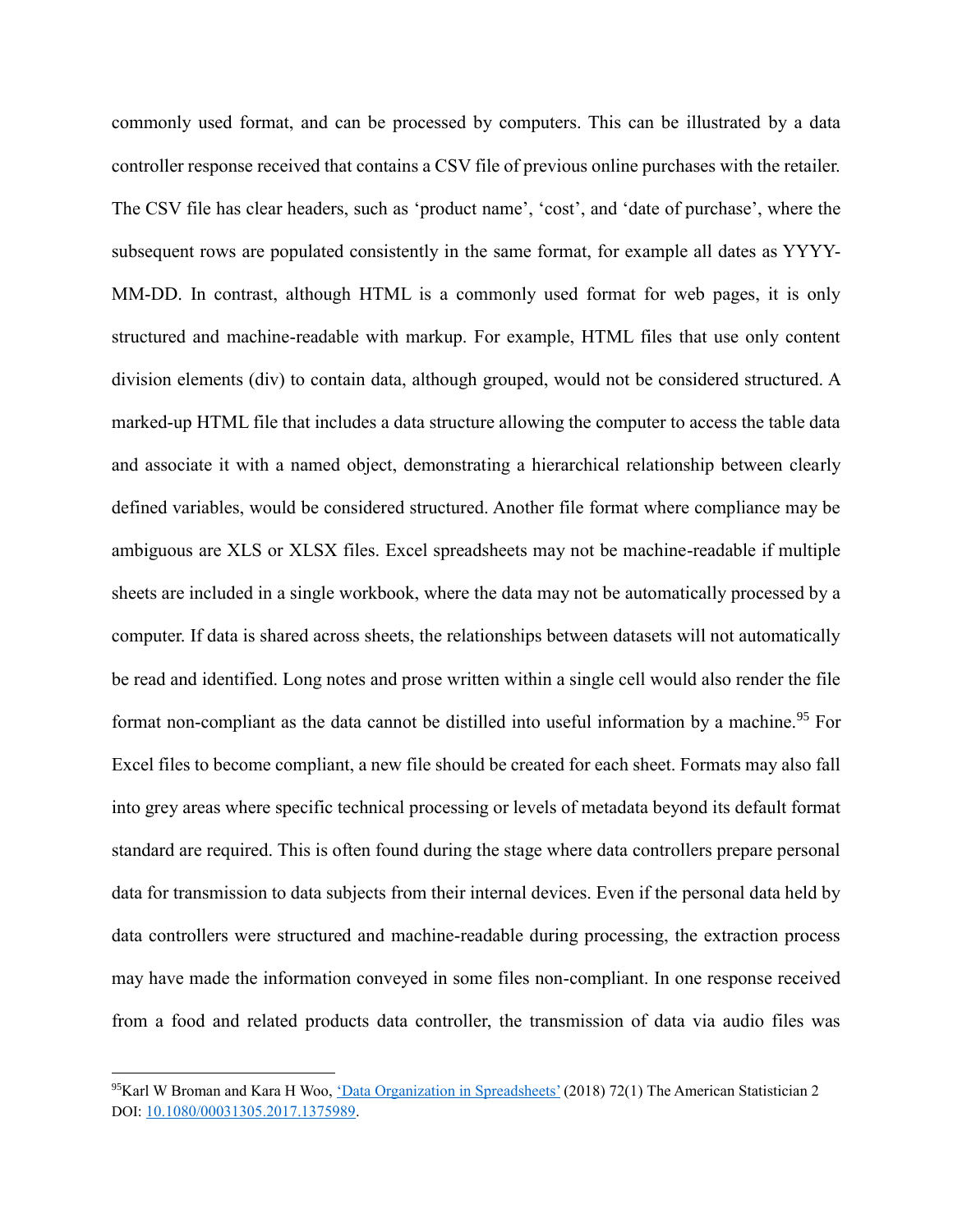commonly used format, and can be processed by computers. This can be illustrated by a data controller response received that contains a CSV file of previous online purchases with the retailer. The CSV file has clear headers, such as 'product name', 'cost', and 'date of purchase', where the subsequent rows are populated consistently in the same format, for example all dates as YYYY-MM-DD. In contrast, although HTML is a commonly used format for web pages, it is only structured and machine-readable with markup. For example, HTML files that use only content division elements (div) to contain data, although grouped, would not be considered structured. A marked-up HTML file that includes a data structure allowing the computer to access the table data and associate it with a named object, demonstrating a hierarchical relationship between clearly defined variables, would be considered structured. Another file format where compliance may be ambiguous are XLS or XLSX files. Excel spreadsheets may not be machine-readable if multiple sheets are included in a single workbook, where the data may not be automatically processed by a computer. If data is shared across sheets, the relationships between datasets will not automatically be read and identified. Long notes and prose written within a single cell would also render the file format non-compliant as the data cannot be distilled into useful information by a machine.[95] For Excel files to become compliant, a new file should be created for each sheet. Formats may also fall into grey areas where specific technical processing or levels of metadata beyond its default format standard are required. This is often found during the stage where data controllers prepare personal data for transmission to data subjects from their internal devices. Even if the personal data held by data controllers were structured and machine-readable during processing, the extraction process may have made the information conveyed in some files non-compliant. In one response received from a food and related products data controller, the transmission of data via audio files was

---

[95] Karl W Broman and Kara H Woo, 'Data Organization in Spreadsheets' (2018) 72(1) The American Statistician 2 DOI: 10.1080/00031305.2017.1375989.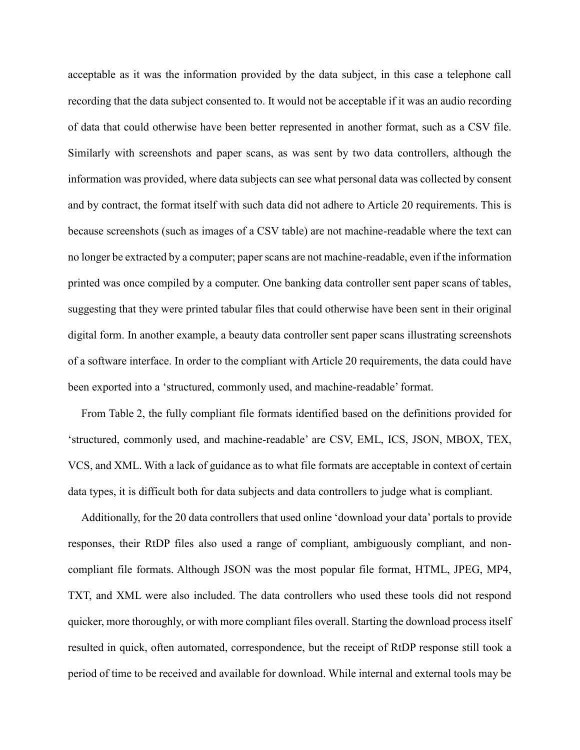acceptable as it was the information provided by the data subject, in this case a telephone call recording that the data subject consented to. It would not be acceptable if it was an audio recording of data that could otherwise have been better represented in another format, such as a CSV file. Similarly with screenshots and paper scans, as was sent by two data controllers, although the information was provided, where data subjects can see what personal data was collected by consent and by contract, the format itself with such data did not adhere to Article 20 requirements. This is because screenshots (such as images of a CSV table) are not machine-readable where the text can no longer be extracted by a computer; paper scans are not machine-readable, even if the information printed was once compiled by a computer. One banking data controller sent paper scans of tables, suggesting that they were printed tabular files that could otherwise have been sent in their original digital form. In another example, a beauty data controller sent paper scans illustrating screenshots of a software interface. In order to the compliant with Article 20 requirements, the data could have been exported into a 'structured, commonly used, and machine-readable' format.

From Table 2, the fully compliant file formats identified based on the definitions provided for 'structured, commonly used, and machine-readable' are CSV, EML, ICS, JSON, MBOX, TEX, VCS, and XML. With a lack of guidance as to what file formats are acceptable in context of certain data types, it is difficult both for data subjects and data controllers to judge what is compliant.

Additionally, for the 20 data controllers that used online 'download your data' portals to provide responses, their RtDP files also used a range of compliant, ambiguously compliant, and non-compliant file formats. Although JSON was the most popular file format, HTML, JPEG, MP4, TXT, and XML were also included. The data controllers who used these tools did not respond quicker, more thoroughly, or with more compliant files overall. Starting the download process itself resulted in quick, often automated, correspondence, but the receipt of RtDP response still took a period of time to be received and available for download. While internal and external tools may be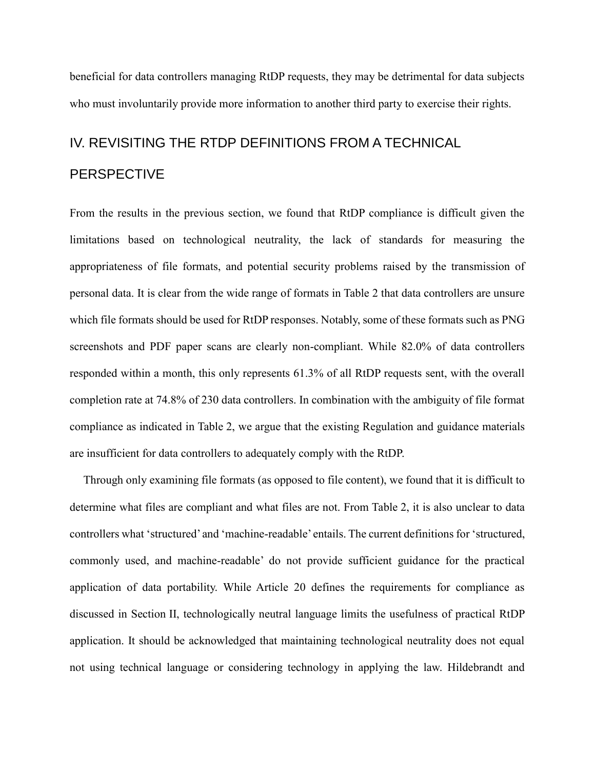beneficial for data controllers managing RtDP requests, they may be detrimental for data subjects who must involuntarily provide more information to another third party to exercise their rights.

## IV. REVISITING THE RTDP DEFINITIONS FROM A TECHNICAL PERSPECTIVE

From the results in the previous section, we found that RtDP compliance is difficult given the limitations based on technological neutrality, the lack of standards for measuring the appropriateness of file formats, and potential security problems raised by the transmission of personal data. It is clear from the wide range of formats in Table 2 that data controllers are unsure which file formats should be used for RtDP responses. Notably, some of these formats such as PNG screenshots and PDF paper scans are clearly non-compliant. While 82.0% of data controllers responded within a month, this only represents 61.3% of all RtDP requests sent, with the overall completion rate at 74.8% of 230 data controllers. In combination with the ambiguity of file format compliance as indicated in Table 2, we argue that the existing Regulation and guidance materials are insufficient for data controllers to adequately comply with the RtDP.

Through only examining file formats (as opposed to file content), we found that it is difficult to determine what files are compliant and what files are not. From Table 2, it is also unclear to data controllers what 'structured' and 'machine-readable' entails. The current definitions for 'structured, commonly used, and machine-readable' do not provide sufficient guidance for the practical application of data portability. While Article 20 defines the requirements for compliance as discussed in Section II, technologically neutral language limits the usefulness of practical RtDP application. It should be acknowledged that maintaining technological neutrality does not equal not using technical language or considering technology in applying the law. Hildebrandt and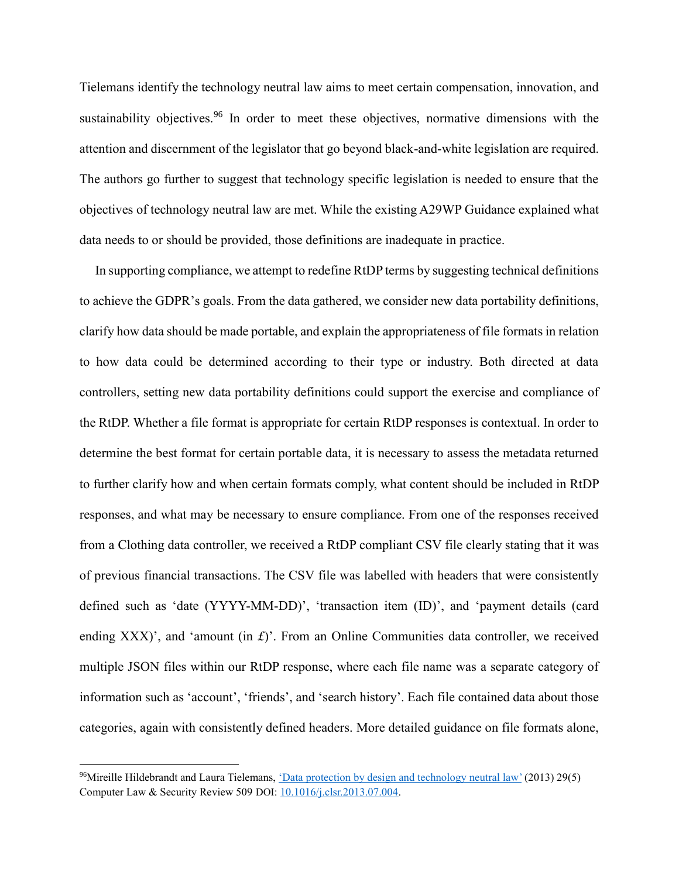Tielemans identify the technology neutral law aims to meet certain compensation, innovation, and sustainability objectives.[96] In order to meet these objectives, normative dimensions with the attention and discernment of the legislator that go beyond black-and-white legislation are required. The authors go further to suggest that technology specific legislation is needed to ensure that the objectives of technology neutral law are met. While the existing A29WP Guidance explained what data needs to or should be provided, those definitions are inadequate in practice.

In supporting compliance, we attempt to redefine RtDP terms by suggesting technical definitions to achieve the GDPR's goals. From the data gathered, we consider new data portability definitions, clarify how data should be made portable, and explain the appropriateness of file formats in relation to how data could be determined according to their type or industry. Both directed at data controllers, setting new data portability definitions could support the exercise and compliance of the RtDP. Whether a file format is appropriate for certain RtDP responses is contextual. In order to determine the best format for certain portable data, it is necessary to assess the metadata returned to further clarify how and when certain formats comply, what content should be included in RtDP responses, and what may be necessary to ensure compliance. From one of the responses received from a Clothing data controller, we received a RtDP compliant CSV file clearly stating that it was of previous financial transactions. The CSV file was labelled with headers that were consistently defined such as 'date (YYYY-MM-DD)', 'transaction item (ID)', and 'payment details (card ending XXX)', and 'amount (in £)'. From an Online Communities data controller, we received multiple JSON files within our RtDP response, where each file name was a separate category of information such as 'account', 'friends', and 'search history'. Each file contained data about those categories, again with consistently defined headers. More detailed guidance on file formats alone,

---

[96] Mireille Hildebrandt and Laura Tielemans, ['Data protection by design and technology neutral law'](https://doi.org/10.1016/j.clsr.2013.07.004) (2013) 29(5) Computer Law & Security Review 509 DOI: [10.1016/j.clsr.2013.07.004](https://doi.org/10.1016/j.clsr.2013.07.004).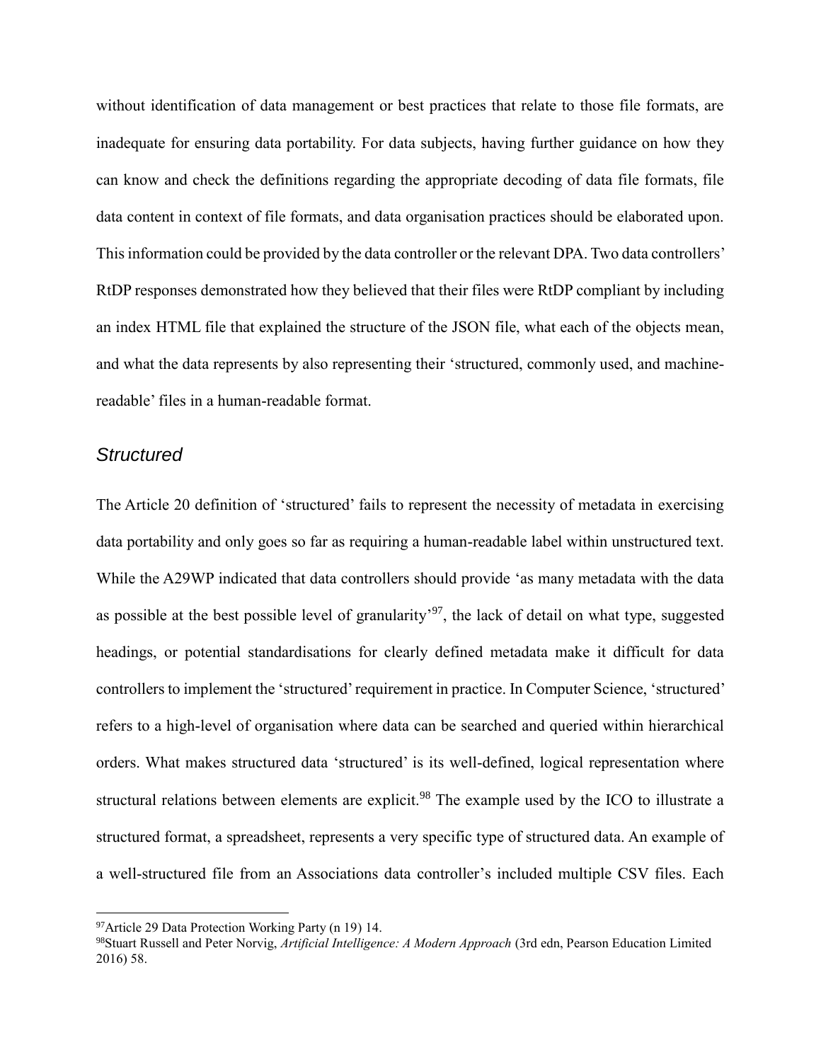without identification of data management or best practices that relate to those file formats, are inadequate for ensuring data portability. For data subjects, having further guidance on how they can know and check the definitions regarding the appropriate decoding of data file formats, file data content in context of file formats, and data organisation practices should be elaborated upon. This information could be provided by the data controller or the relevant DPA. Two data controllers' RtDP responses demonstrated how they believed that their files were RtDP compliant by including an index HTML file that explained the structure of the JSON file, what each of the objects mean, and what the data represents by also representing their 'structured, commonly used, and machine-readable' files in a human-readable format.

### *Structured*

The Article 20 definition of 'structured' fails to represent the necessity of metadata in exercising data portability and only goes so far as requiring a human-readable label within unstructured text. While the A29WP indicated that data controllers should provide 'as many metadata with the data as possible at the best possible level of granularity'[97], the lack of detail on what type, suggested headings, or potential standardisations for clearly defined metadata make it difficult for data controllers to implement the 'structured' requirement in practice. In Computer Science, 'structured' refers to a high-level of organisation where data can be searched and queried within hierarchical orders. What makes structured data 'structured' is its well-defined, logical representation where structural relations between elements are explicit.[98] The example used by the ICO to illustrate a structured format, a spreadsheet, represents a very specific type of structured data. An example of a well-structured file from an Associations data controller's included multiple CSV files. Each

---

[97] Article 29 Data Protection Working Party (n 19) 14.

[98] Stuart Russell and Peter Norvig, *Artificial Intelligence: A Modern Approach* (3rd edn, Pearson Education Limited 2016) 58.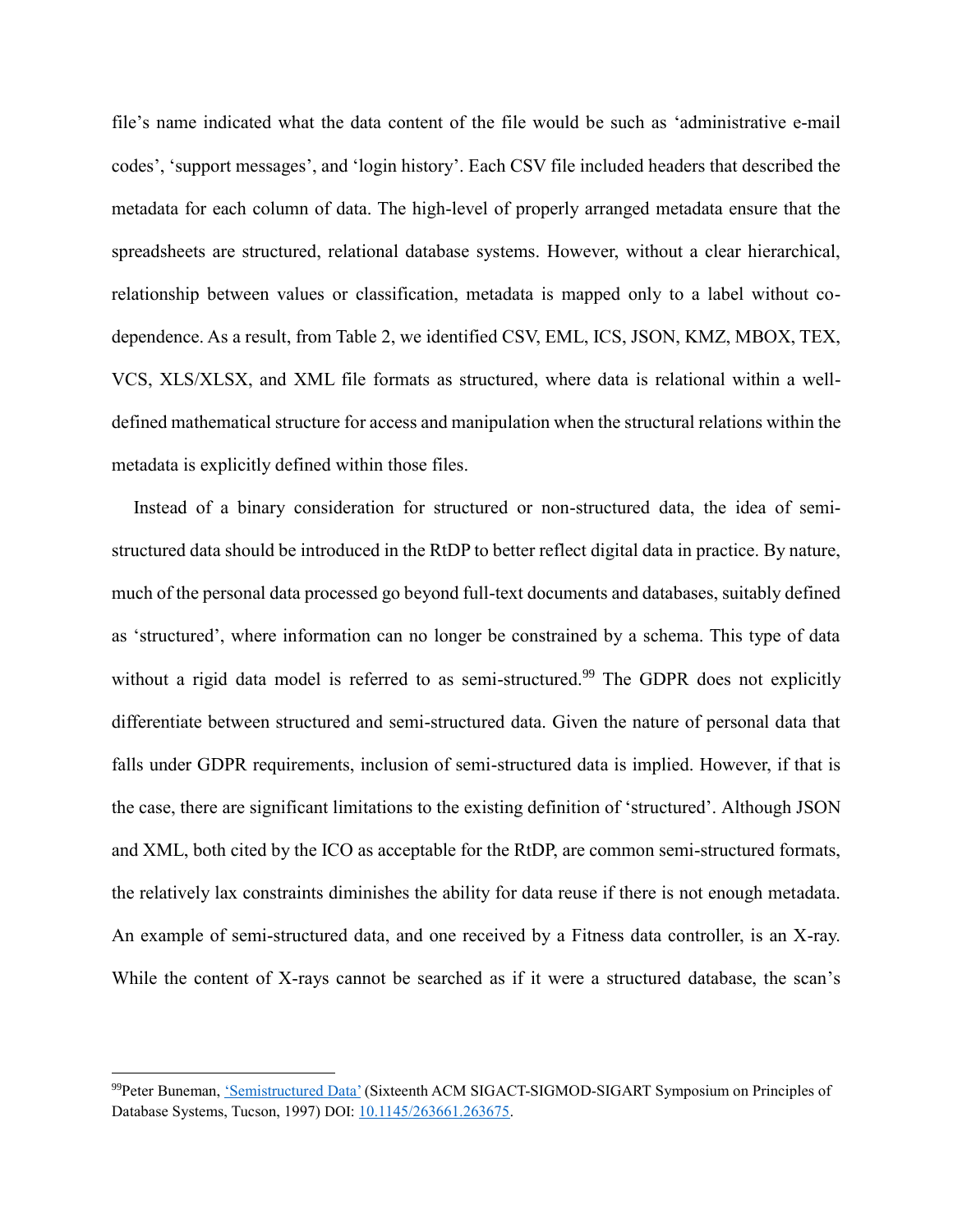file's name indicated what the data content of the file would be such as 'administrative e-mail codes', 'support messages', and 'login history'. Each CSV file included headers that described the metadata for each column of data. The high-level of properly arranged metadata ensure that the spreadsheets are structured, relational database systems. However, without a clear hierarchical, relationship between values or classification, metadata is mapped only to a label without co-dependence. As a result, from Table 2, we identified CSV, EML, ICS, JSON, KMZ, MBOX, TEX, VCS, XLS/XLSX, and XML file formats as structured, where data is relational within a well-defined mathematical structure for access and manipulation when the structural relations within the metadata is explicitly defined within those files.

Instead of a binary consideration for structured or non-structured data, the idea of semi-structured data should be introduced in the RtDP to better reflect digital data in practice. By nature, much of the personal data processed go beyond full-text documents and databases, suitably defined as 'structured', where information can no longer be constrained by a schema. This type of data without a rigid data model is referred to as semi-structured.[99] The GDPR does not explicitly differentiate between structured and semi-structured data. Given the nature of personal data that falls under GDPR requirements, inclusion of semi-structured data is implied. However, if that is the case, there are significant limitations to the existing definition of 'structured'. Although JSON and XML, both cited by the ICO as acceptable for the RtDP, are common semi-structured formats, the relatively lax constraints diminishes the ability for data reuse if there is not enough metadata. An example of semi-structured data, and one received by a Fitness data controller, is an X-ray. While the content of X-rays cannot be searched as if it were a structured database, the scan's

---

[99] Peter Buneman, 'Semistructured Data' (Sixteenth ACM SIGACT-SIGMOD-SIGART Symposium on Principles of Database Systems, Tucson, 1997) DOI: 10.1145/263661.263675.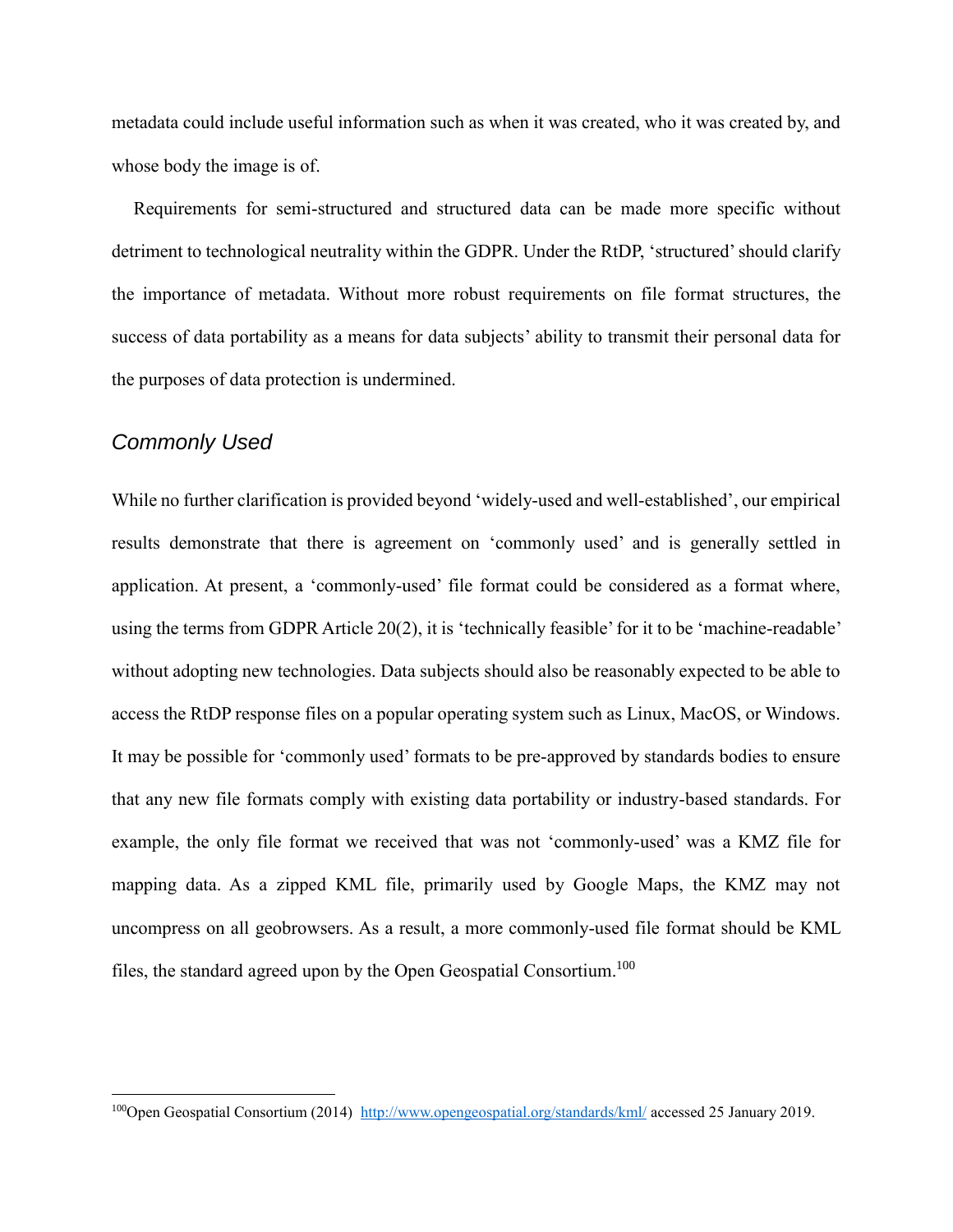metadata could include useful information such as when it was created, who it was created by, and whose body the image is of.

Requirements for semi-structured and structured data can be made more specific without detriment to technological neutrality within the GDPR. Under the RtDP, 'structured' should clarify the importance of metadata. Without more robust requirements on file format structures, the success of data portability as a means for data subjects' ability to transmit their personal data for the purposes of data protection is undermined.

### *Commonly Used*

While no further clarification is provided beyond 'widely-used and well-established', our empirical results demonstrate that there is agreement on 'commonly used' and is generally settled in application. At present, a 'commonly-used' file format could be considered as a format where, using the terms from GDPR Article 20(2), it is 'technically feasible' for it to be 'machine-readable' without adopting new technologies. Data subjects should also be reasonably expected to be able to access the RtDP response files on a popular operating system such as Linux, MacOS, or Windows. It may be possible for 'commonly used' formats to be pre-approved by standards bodies to ensure that any new file formats comply with existing data portability or industry-based standards. For example, the only file format we received that was not 'commonly-used' was a KMZ file for mapping data. As a zipped KML file, primarily used by Google Maps, the KMZ may not uncompress on all geobrowsers. As a result, a more commonly-used file format should be KML files, the standard agreed upon by the Open Geospatial Consortium.[100]

---

[100] Open Geospatial Consortium (2014) http://www.opengeospatial.org/standards/kml/ accessed 25 January 2019.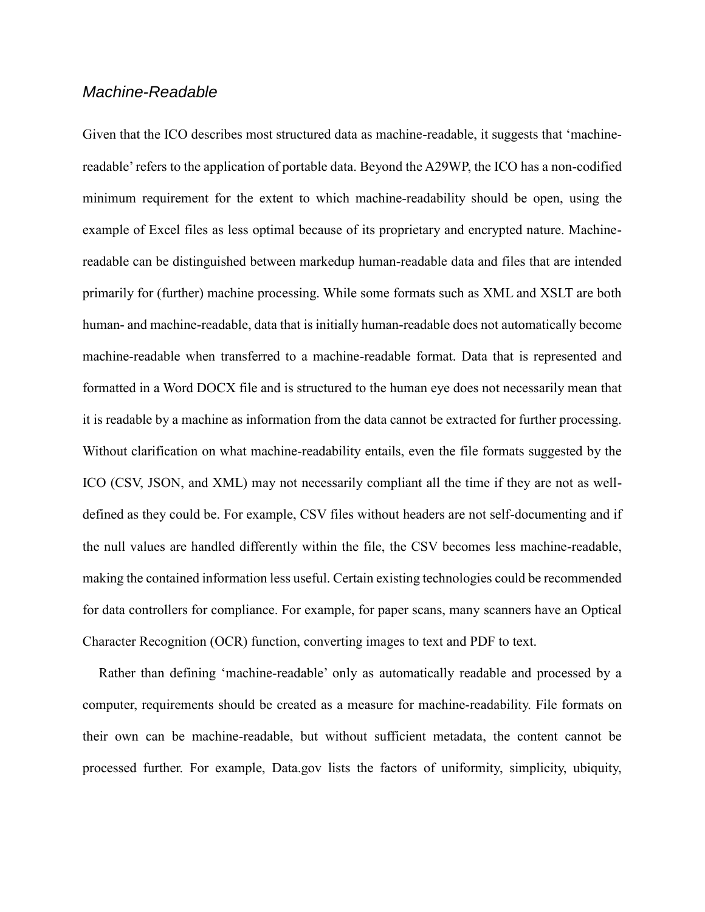### *Machine-Readable*

Given that the ICO describes most structured data as machine-readable, it suggests that 'machine-readable' refers to the application of portable data. Beyond the A29WP, the ICO has a non-codified minimum requirement for the extent to which machine-readability should be open, using the example of Excel files as less optimal because of its proprietary and encrypted nature. Machine-readable can be distinguished between markedup human-readable data and files that are intended primarily for (further) machine processing. While some formats such as XML and XSLT are both human- and machine-readable, data that is initially human-readable does not automatically become machine-readable when transferred to a machine-readable format. Data that is represented and formatted in a Word DOCX file and is structured to the human eye does not necessarily mean that it is readable by a machine as information from the data cannot be extracted for further processing. Without clarification on what machine-readability entails, even the file formats suggested by the ICO (CSV, JSON, and XML) may not necessarily compliant all the time if they are not as well-defined as they could be. For example, CSV files without headers are not self-documenting and if the null values are handled differently within the file, the CSV becomes less machine-readable, making the contained information less useful. Certain existing technologies could be recommended for data controllers for compliance. For example, for paper scans, many scanners have an Optical Character Recognition (OCR) function, converting images to text and PDF to text.

Rather than defining 'machine-readable' only as automatically readable and processed by a computer, requirements should be created as a measure for machine-readability. File formats on their own can be machine-readable, but without sufficient metadata, the content cannot be processed further. For example, Data.gov lists the factors of uniformity, simplicity, ubiquity,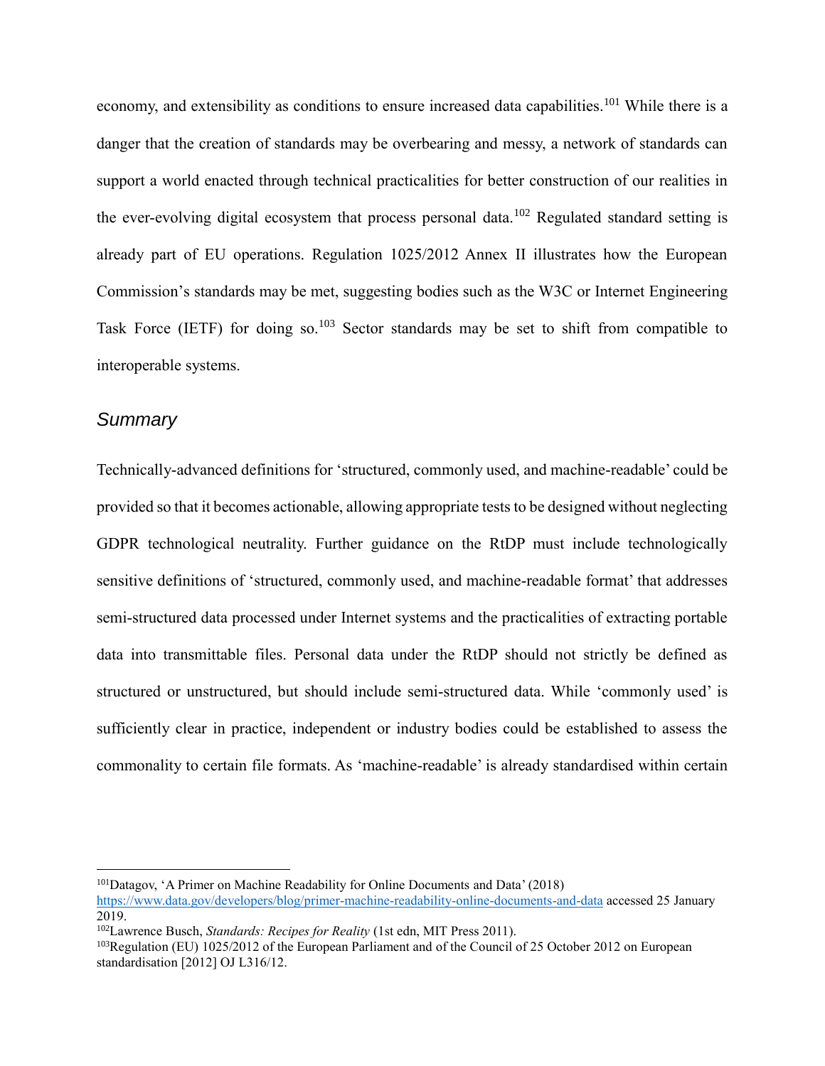economy, and extensibility as conditions to ensure increased data capabilities.[101] While there is a danger that the creation of standards may be overbearing and messy, a network of standards can support a world enacted through technical practicalities for better construction of our realities in the ever-evolving digital ecosystem that process personal data.[102] Regulated standard setting is already part of EU operations. Regulation 1025/2012 Annex II illustrates how the European Commission's standards may be met, suggesting bodies such as the W3C or Internet Engineering Task Force (IETF) for doing so.[103] Sector standards may be set to shift from compatible to interoperable systems.

### *Summary*

Technically-advanced definitions for 'structured, commonly used, and machine-readable' could be provided so that it becomes actionable, allowing appropriate tests to be designed without neglecting GDPR technological neutrality. Further guidance on the RtDP must include technologically sensitive definitions of 'structured, commonly used, and machine-readable format' that addresses semi-structured data processed under Internet systems and the practicalities of extracting portable data into transmittable files. Personal data under the RtDP should not strictly be defined as structured or unstructured, but should include semi-structured data. While 'commonly used' is sufficiently clear in practice, independent or industry bodies could be established to assess the commonality to certain file formats. As 'machine-readable' is already standardised within certain

---

[101] Datagov, 'A Primer on Machine Readability for Online Documents and Data' (2018) https://www.data.gov/developers/blog/primer-machine-readability-online-documents-and-data accessed 25 January 2019.

[102] Lawrence Busch, *Standards: Recipes for Reality* (1st edn, MIT Press 2011).

[103] Regulation (EU) 1025/2012 of the European Parliament and of the Council of 25 October 2012 on European standardisation [2012] OJ L316/12.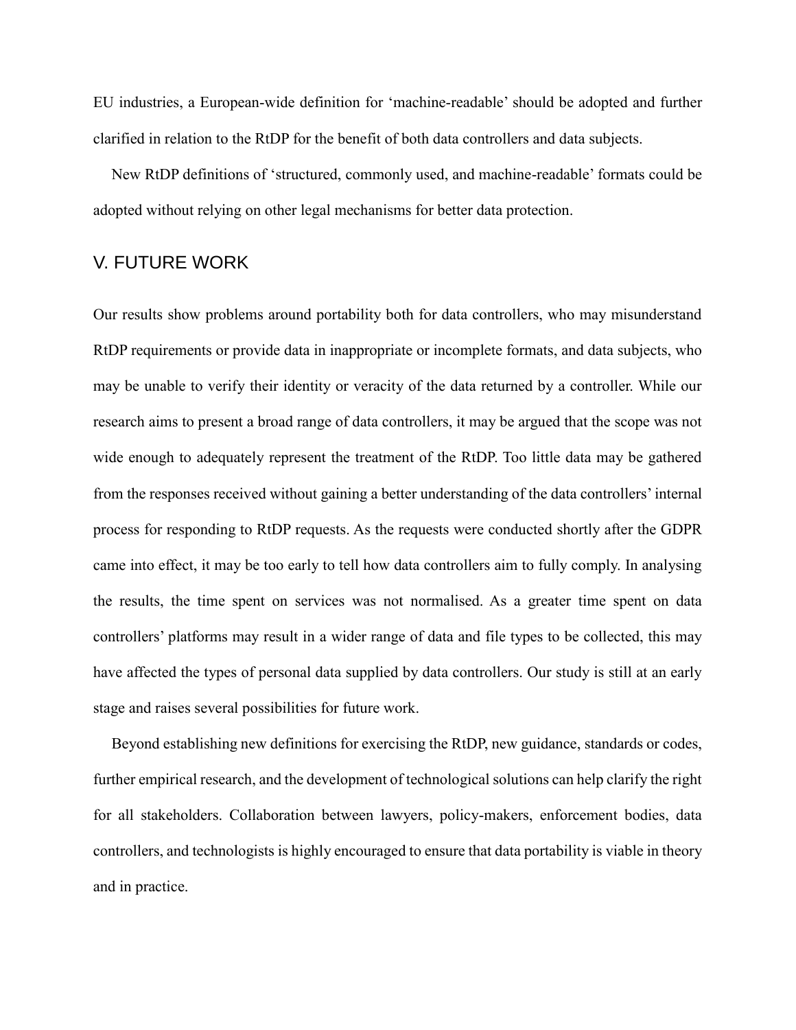EU industries, a European-wide definition for 'machine-readable' should be adopted and further clarified in relation to the RtDP for the benefit of both data controllers and data subjects.

New RtDP definitions of 'structured, commonly used, and machine-readable' formats could be adopted without relying on other legal mechanisms for better data protection.

## V. FUTURE WORK

Our results show problems around portability both for data controllers, who may misunderstand RtDP requirements or provide data in inappropriate or incomplete formats, and data subjects, who may be unable to verify their identity or veracity of the data returned by a controller. While our research aims to present a broad range of data controllers, it may be argued that the scope was not wide enough to adequately represent the treatment of the RtDP. Too little data may be gathered from the responses received without gaining a better understanding of the data controllers' internal process for responding to RtDP requests. As the requests were conducted shortly after the GDPR came into effect, it may be too early to tell how data controllers aim to fully comply. In analysing the results, the time spent on services was not normalised. As a greater time spent on data controllers' platforms may result in a wider range of data and file types to be collected, this may have affected the types of personal data supplied by data controllers. Our study is still at an early stage and raises several possibilities for future work.

Beyond establishing new definitions for exercising the RtDP, new guidance, standards or codes, further empirical research, and the development of technological solutions can help clarify the right for all stakeholders. Collaboration between lawyers, policy-makers, enforcement bodies, data controllers, and technologists is highly encouraged to ensure that data portability is viable in theory and in practice.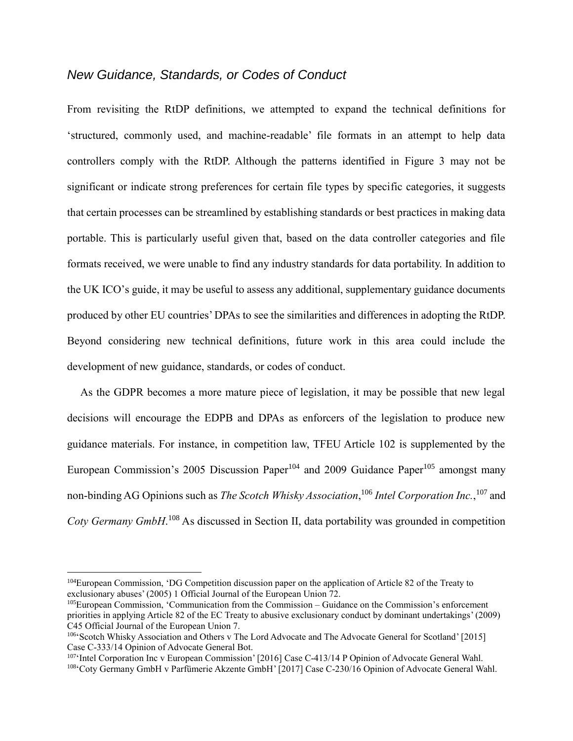### *New Guidance, Standards, or Codes of Conduct*

From revisiting the RtDP definitions, we attempted to expand the technical definitions for 'structured, commonly used, and machine-readable' file formats in an attempt to help data controllers comply with the RtDP. Although the patterns identified in Figure 3 may not be significant or indicate strong preferences for certain file types by specific categories, it suggests that certain processes can be streamlined by establishing standards or best practices in making data portable. This is particularly useful given that, based on the data controller categories and file formats received, we were unable to find any industry standards for data portability. In addition to the UK ICO's guide, it may be useful to assess any additional, supplementary guidance documents produced by other EU countries' DPAs to see the similarities and differences in adopting the RtDP. Beyond considering new technical definitions, future work in this area could include the development of new guidance, standards, or codes of conduct.

As the GDPR becomes a more mature piece of legislation, it may be possible that new legal decisions will encourage the EDPB and DPAs as enforcers of the legislation to produce new guidance materials. For instance, in competition law, TFEU Article 102 is supplemented by the European Commission's 2005 Discussion Paper[104] and 2009 Guidance Paper[105] amongst many non-binding AG Opinions such as *The Scotch Whisky Association*,[106] *Intel Corporation Inc.*,[107] and *Coty Germany GmbH*.[108] As discussed in Section II, data portability was grounded in competition

---

[104] European Commission, 'DG Competition discussion paper on the application of Article 82 of the Treaty to exclusionary abuses' (2005) 1 Official Journal of the European Union 72.

[105] European Commission, 'Communication from the Commission – Guidance on the Commission's enforcement priorities in applying Article 82 of the EC Treaty to abusive exclusionary conduct by dominant undertakings' (2009) C45 Official Journal of the European Union 7.

[106] 'Scotch Whisky Association and Others v The Lord Advocate and The Advocate General for Scotland' [2015] Case C-333/14 Opinion of Advocate General Bot.

[107] 'Intel Corporation Inc v European Commission' [2016] Case C-413/14 P Opinion of Advocate General Wahl.

[108] 'Coty Germany GmbH v Parfümerie Akzente GmbH' [2017] Case C-230/16 Opinion of Advocate General Wahl.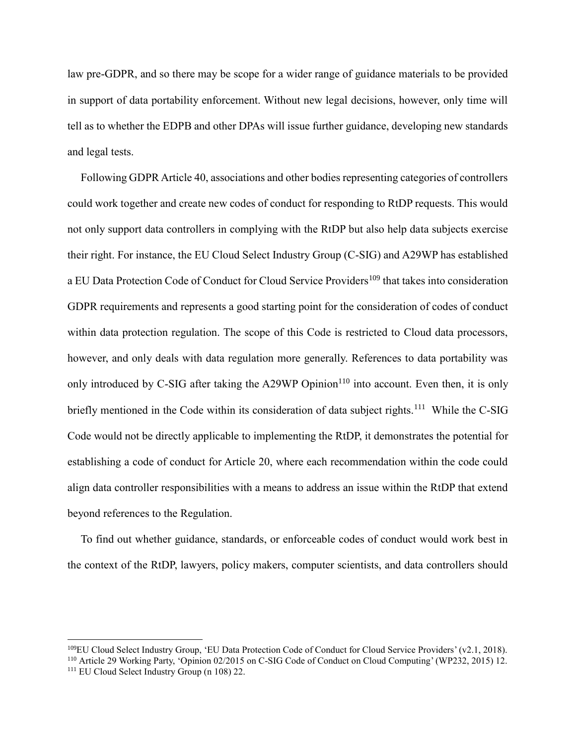law pre-GDPR, and so there may be scope for a wider range of guidance materials to be provided in support of data portability enforcement. Without new legal decisions, however, only time will tell as to whether the EDPB and other DPAs will issue further guidance, developing new standards and legal tests.

Following GDPR Article 40, associations and other bodies representing categories of controllers could work together and create new codes of conduct for responding to RtDP requests. This would not only support data controllers in complying with the RtDP but also help data subjects exercise their right. For instance, the EU Cloud Select Industry Group (C-SIG) and A29WP has established a EU Data Protection Code of Conduct for Cloud Service Providers[109] that takes into consideration GDPR requirements and represents a good starting point for the consideration of codes of conduct within data protection regulation. The scope of this Code is restricted to Cloud data processors, however, and only deals with data regulation more generally. References to data portability was only introduced by C-SIG after taking the A29WP Opinion[110] into account. Even then, it is only briefly mentioned in the Code within its consideration of data subject rights.[111] While the C-SIG Code would not be directly applicable to implementing the RtDP, it demonstrates the potential for establishing a code of conduct for Article 20, where each recommendation within the code could align data controller responsibilities with a means to address an issue within the RtDP that extend beyond references to the Regulation.

To find out whether guidance, standards, or enforceable codes of conduct would work best in the context of the RtDP, lawyers, policy makers, computer scientists, and data controllers should

---

[109] EU Cloud Select Industry Group, 'EU Data Protection Code of Conduct for Cloud Service Providers' (v2.1, 2018).

[110] Article 29 Working Party, 'Opinion 02/2015 on C-SIG Code of Conduct on Cloud Computing' (WP232, 2015) 12.

[111] EU Cloud Select Industry Group (n 108) 22.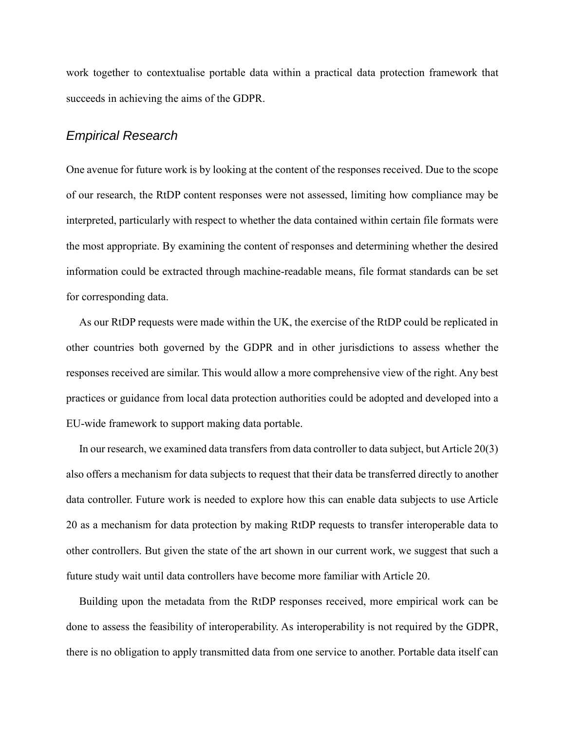work together to contextualise portable data within a practical data protection framework that succeeds in achieving the aims of the GDPR.

### *Empirical Research*

One avenue for future work is by looking at the content of the responses received. Due to the scope of our research, the RtDP content responses were not assessed, limiting how compliance may be interpreted, particularly with respect to whether the data contained within certain file formats were the most appropriate. By examining the content of responses and determining whether the desired information could be extracted through machine-readable means, file format standards can be set for corresponding data.

As our RtDP requests were made within the UK, the exercise of the RtDP could be replicated in other countries both governed by the GDPR and in other jurisdictions to assess whether the responses received are similar. This would allow a more comprehensive view of the right. Any best practices or guidance from local data protection authorities could be adopted and developed into a EU-wide framework to support making data portable.

In our research, we examined data transfers from data controller to data subject, but Article 20(3) also offers a mechanism for data subjects to request that their data be transferred directly to another data controller. Future work is needed to explore how this can enable data subjects to use Article 20 as a mechanism for data protection by making RtDP requests to transfer interoperable data to other controllers. But given the state of the art shown in our current work, we suggest that such a future study wait until data controllers have become more familiar with Article 20.

Building upon the metadata from the RtDP responses received, more empirical work can be done to assess the feasibility of interoperability. As interoperability is not required by the GDPR, there is no obligation to apply transmitted data from one service to another. Portable data itself can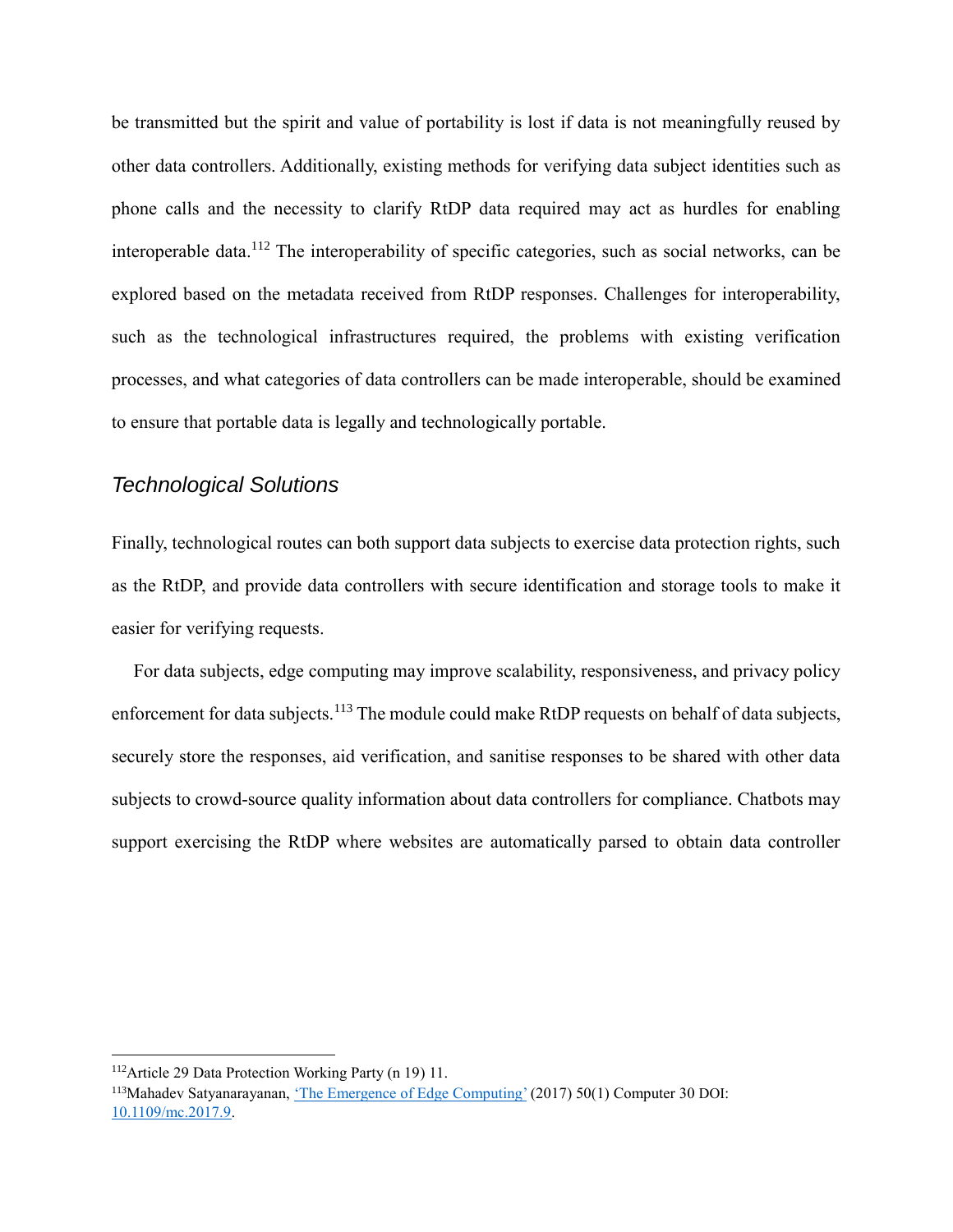be transmitted but the spirit and value of portability is lost if data is not meaningfully reused by other data controllers. Additionally, existing methods for verifying data subject identities such as phone calls and the necessity to clarify RtDP data required may act as hurdles for enabling interoperable data.[112] The interoperability of specific categories, such as social networks, can be explored based on the metadata received from RtDP responses. Challenges for interoperability, such as the technological infrastructures required, the problems with existing verification processes, and what categories of data controllers can be made interoperable, should be examined to ensure that portable data is legally and technologically portable.

### *Technological Solutions*

Finally, technological routes can both support data subjects to exercise data protection rights, such as the RtDP, and provide data controllers with secure identification and storage tools to make it easier for verifying requests.

For data subjects, edge computing may improve scalability, responsiveness, and privacy policy enforcement for data subjects.[113] The module could make RtDP requests on behalf of data subjects, securely store the responses, aid verification, and sanitise responses to be shared with other data subjects to crowd-source quality information about data controllers for compliance. Chatbots may support exercising the RtDP where websites are automatically parsed to obtain data controller

---

[112] Article 29 Data Protection Working Party (n 19) 11.

[113] Mahadev Satyanarayanan, 'The Emergence of Edge Computing' (2017) 50(1) Computer 30 DOI: 10.1109/mc.2017.9.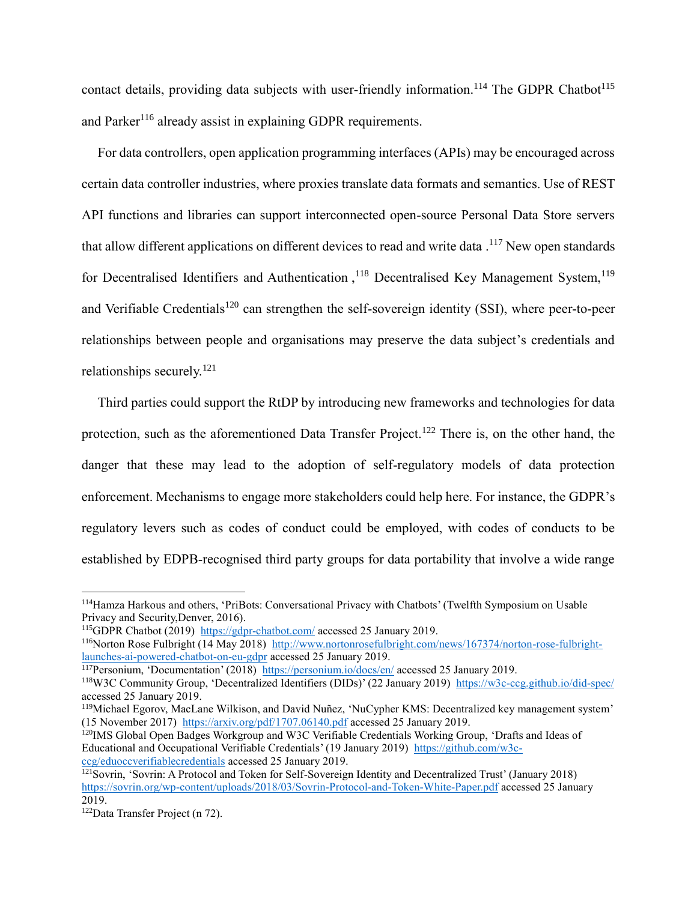contact details, providing data subjects with user-friendly information.[114] The GDPR Chatbot[115] and Parker[116] already assist in explaining GDPR requirements.

For data controllers, open application programming interfaces (APIs) may be encouraged across certain data controller industries, where proxies translate data formats and semantics. Use of REST API functions and libraries can support interconnected open-source Personal Data Store servers that allow different applications on different devices to read and write data .[117] New open standards for Decentralised Identifiers and Authentication ,[118] Decentralised Key Management System,[119] and Verifiable Credentials[120] can strengthen the self-sovereign identity (SSI), where peer-to-peer relationships between people and organisations may preserve the data subject's credentials and relationships securely.[121]

Third parties could support the RtDP by introducing new frameworks and technologies for data protection, such as the aforementioned Data Transfer Project.[122] There is, on the other hand, the danger that these may lead to the adoption of self-regulatory models of data protection enforcement. Mechanisms to engage more stakeholders could help here. For instance, the GDPR's regulatory levers such as codes of conduct could be employed, with codes of conducts to be established by EDPB-recognised third party groups for data portability that involve a wide range

---

[114] Hamza Harkous and others, 'PriBots: Conversational Privacy with Chatbots' (Twelfth Symposium on Usable Privacy and Security,Denver, 2016).

[115] GDPR Chatbot (2019) https://gdpr-chatbot.com/ accessed 25 January 2019.

[116] Norton Rose Fulbright (14 May 2018) http://www.nortonrosefulbright.com/news/167374/norton-rose-fulbright-launches-ai-powered-chatbot-on-eu-gdpr accessed 25 January 2019.

[117] Personium, 'Documentation' (2018) https://personium.io/docs/en/ accessed 25 January 2019.

[118] W3C Community Group, 'Decentralized Identifiers (DIDs)' (22 January 2019) https://w3c-ccg.github.io/did-spec/ accessed 25 January 2019.

[119] Michael Egorov, MacLane Wilkison, and David Nuñez, 'NuCypher KMS: Decentralized key management system' (15 November 2017) https://arxiv.org/pdf/1707.06140.pdf accessed 25 January 2019.

[120] IMS Global Open Badges Workgroup and W3C Verifiable Credentials Working Group, 'Drafts and Ideas of Educational and Occupational Verifiable Credentials' (19 January 2019) https://github.com/w3c-ccg/eduoccverifiablecredentials accessed 25 January 2019.

[121] Sovrin, 'Sovrin: A Protocol and Token for Self-Sovereign Identity and Decentralized Trust' (January 2018) https://sovrin.org/wp-content/uploads/2018/03/Sovrin-Protocol-and-Token-White-Paper.pdf accessed 25 January 2019.

[122] Data Transfer Project (n 72).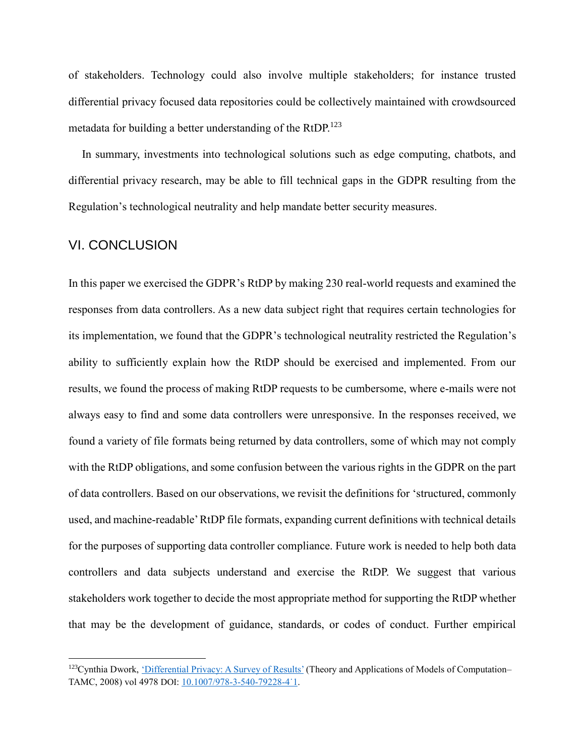of stakeholders. Technology could also involve multiple stakeholders; for instance trusted differential privacy focused data repositories could be collectively maintained with crowdsourced metadata for building a better understanding of the RtDP.[123]

In summary, investments into technological solutions such as edge computing, chatbots, and differential privacy research, may be able to fill technical gaps in the GDPR resulting from the Regulation's technological neutrality and help mandate better security measures.

## VI. CONCLUSION

In this paper we exercised the GDPR's RtDP by making 230 real-world requests and examined the responses from data controllers. As a new data subject right that requires certain technologies for its implementation, we found that the GDPR's technological neutrality restricted the Regulation's ability to sufficiently explain how the RtDP should be exercised and implemented. From our results, we found the process of making RtDP requests to be cumbersome, where e-mails were not always easy to find and some data controllers were unresponsive. In the responses received, we found a variety of file formats being returned by data controllers, some of which may not comply with the RtDP obligations, and some confusion between the various rights in the GDPR on the part of data controllers. Based on our observations, we revisit the definitions for 'structured, commonly used, and machine-readable' RtDP file formats, expanding current definitions with technical details for the purposes of supporting data controller compliance. Future work is needed to help both data controllers and data subjects understand and exercise the RtDP. We suggest that various stakeholders work together to decide the most appropriate method for supporting the RtDP whether that may be the development of guidance, standards, or codes of conduct. Further empirical

---

[123] Cynthia Dwork, 'Differential Privacy: A Survey of Results' (Theory and Applications of Models of Computation–TAMC, 2008) vol 4978 DOI: 10.1007/978-3-540-79228-4˙1.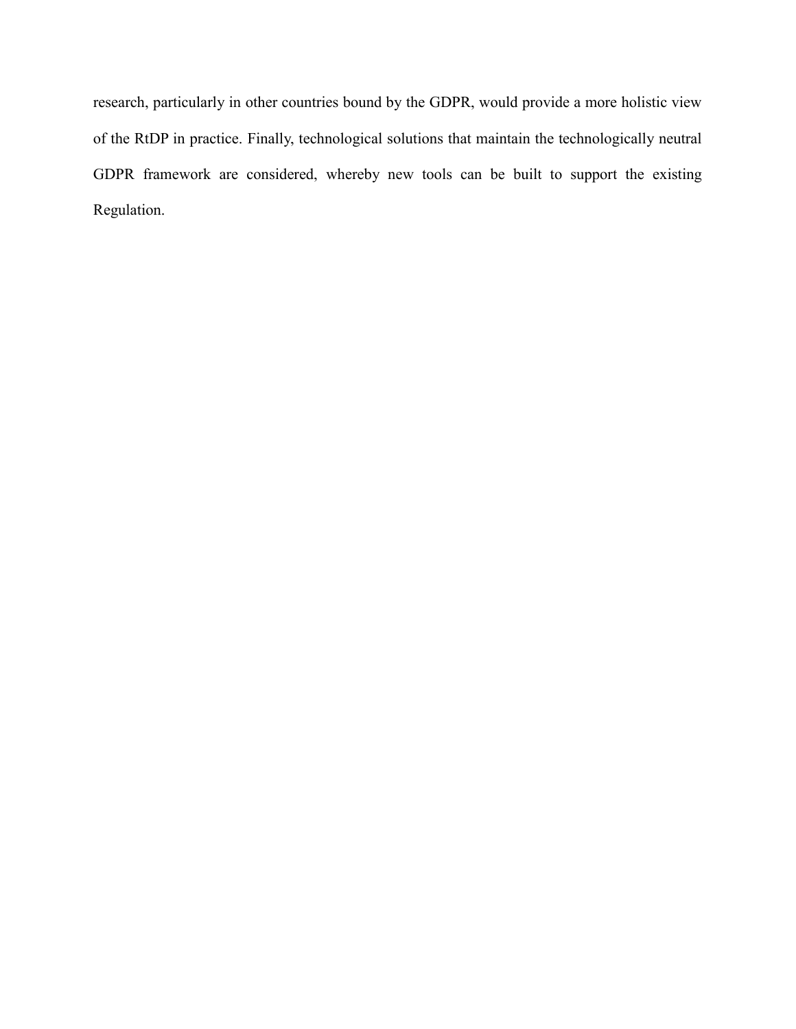research, particularly in other countries bound by the GDPR, would provide a more holistic view of the RtDP in practice. Finally, technological solutions that maintain the technologically neutral GDPR framework are considered, whereby new tools can be built to support the existing Regulation.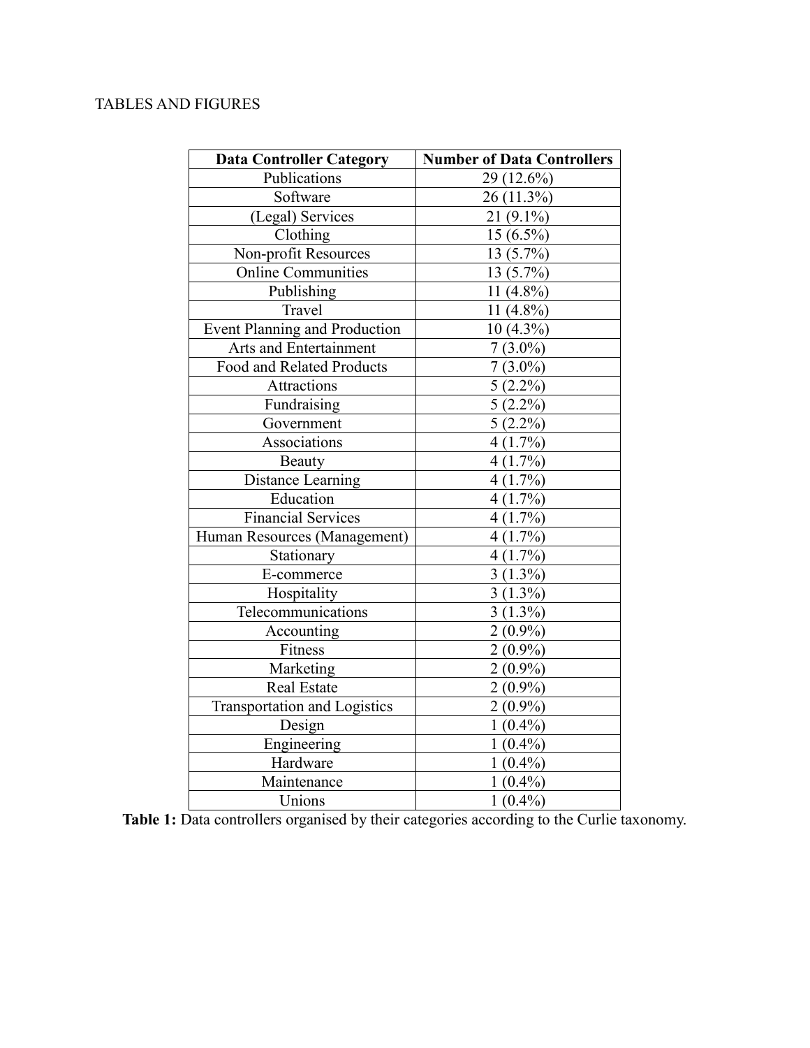TABLES AND FIGURES

| Data Controller Category | Number of Data Controllers |
| --- | --- |
| Publications | 29 (12.6%) |
| Software | 26 (11.3%) |
| (Legal) Services | 21 (9.1%) |
| Clothing | 15 (6.5%) |
| Non-profit Resources | 13 (5.7%) |
| Online Communities | 13 (5.7%) |
| Publishing | 11 (4.8%) |
| Travel | 11 (4.8%) |
| Event Planning and Production | 10 (4.3%) |
| Arts and Entertainment | 7 (3.0%) |
| Food and Related Products | 7 (3.0%) |
| Attractions | 5 (2.2%) |
| Fundraising | 5 (2.2%) |
| Government | 5 (2.2%) |
| Associations | 4 (1.7%) |
| Beauty | 4 (1.7%) |
| Distance Learning | 4 (1.7%) |
| Education | 4 (1.7%) |
| Financial Services | 4 (1.7%) |
| Human Resources (Management) | 4 (1.7%) |
| Stationary | 4 (1.7%) |
| E-commerce | 3 (1.3%) |
| Hospitality | 3 (1.3%) |
| Telecommunications | 3 (1.3%) |
| Accounting | 2 (0.9%) |
| Fitness | 2 (0.9%) |
| Marketing | 2 (0.9%) |
| Real Estate | 2 (0.9%) |
| Transportation and Logistics | 2 (0.9%) |
| Design | 1 (0.4%) |
| Engineering | 1 (0.4%) |
| Hardware | 1 (0.4%) |
| Maintenance | 1 (0.4%) |
| Unions | 1 (0.4%) |

**Table 1:** Data controllers organised by their categories according to the Curlie taxonomy.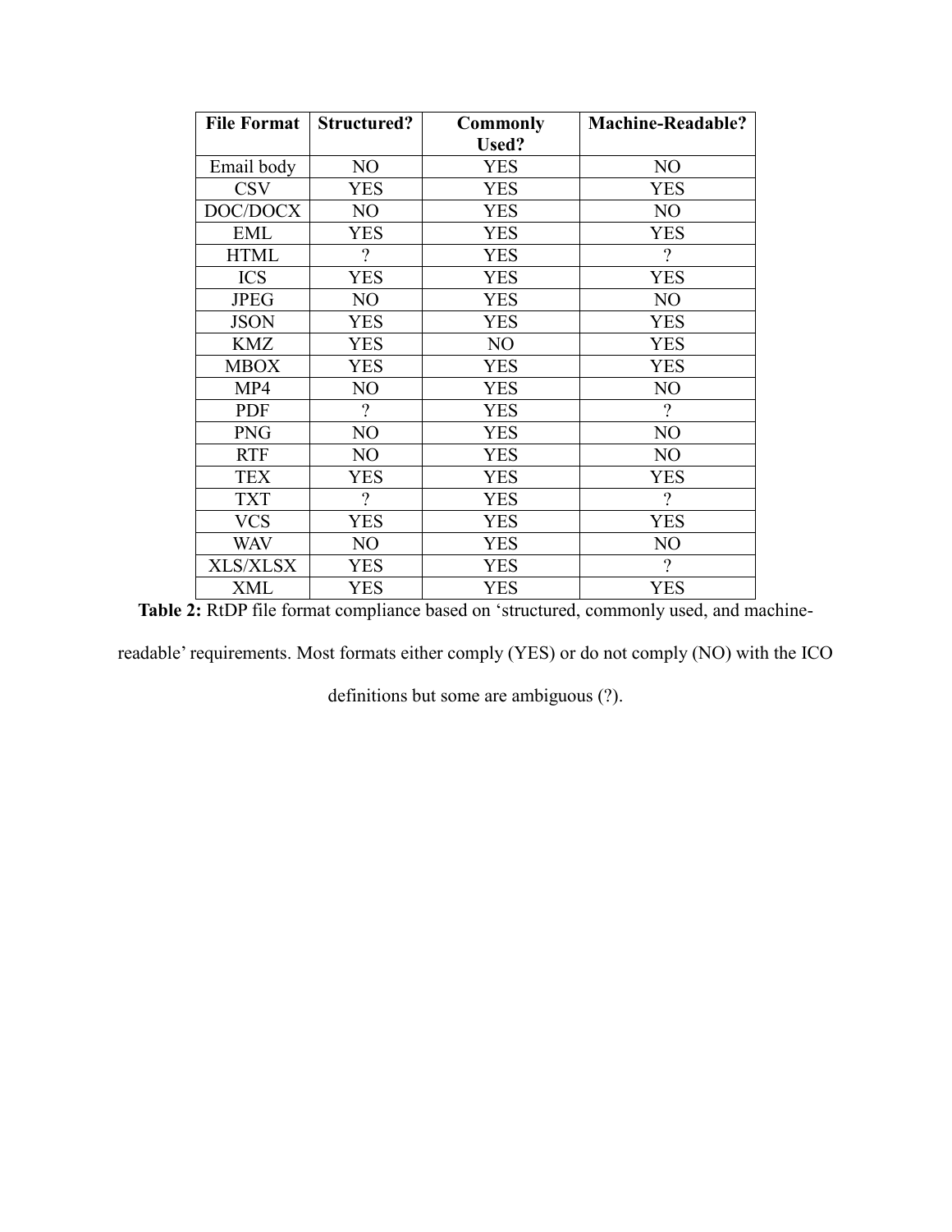| File Format | Structured? | Commonly Used? | Machine-Readable? |
| --- | --- | --- | --- |
| Email body | NO | YES | NO |
| CSV | YES | YES | YES |
| DOC/DOCX | NO | YES | NO |
| EML | YES | YES | YES |
| HTML | ? | YES | ? |
| ICS | YES | YES | YES |
| JPEG | NO | YES | NO |
| JSON | YES | YES | YES |
| KMZ | YES | NO | YES |
| MBOX | YES | YES | YES |
| MP4 | NO | YES | NO |
| PDF | ? | YES | ? |
| PNG | NO | YES | NO |
| RTF | NO | YES | NO |
| TEX | YES | YES | YES |
| TXT | ? | YES | ? |
| VCS | YES | YES | YES |
| WAV | NO | YES | NO |
| XLS/XLSX | YES | YES | ? |
| XML | YES | YES | YES |

**Table 2:** RtDP file format compliance based on 'structured, commonly used, and machine-readable' requirements. Most formats either comply (YES) or do not comply (NO) with the ICO definitions but some are ambiguous (?).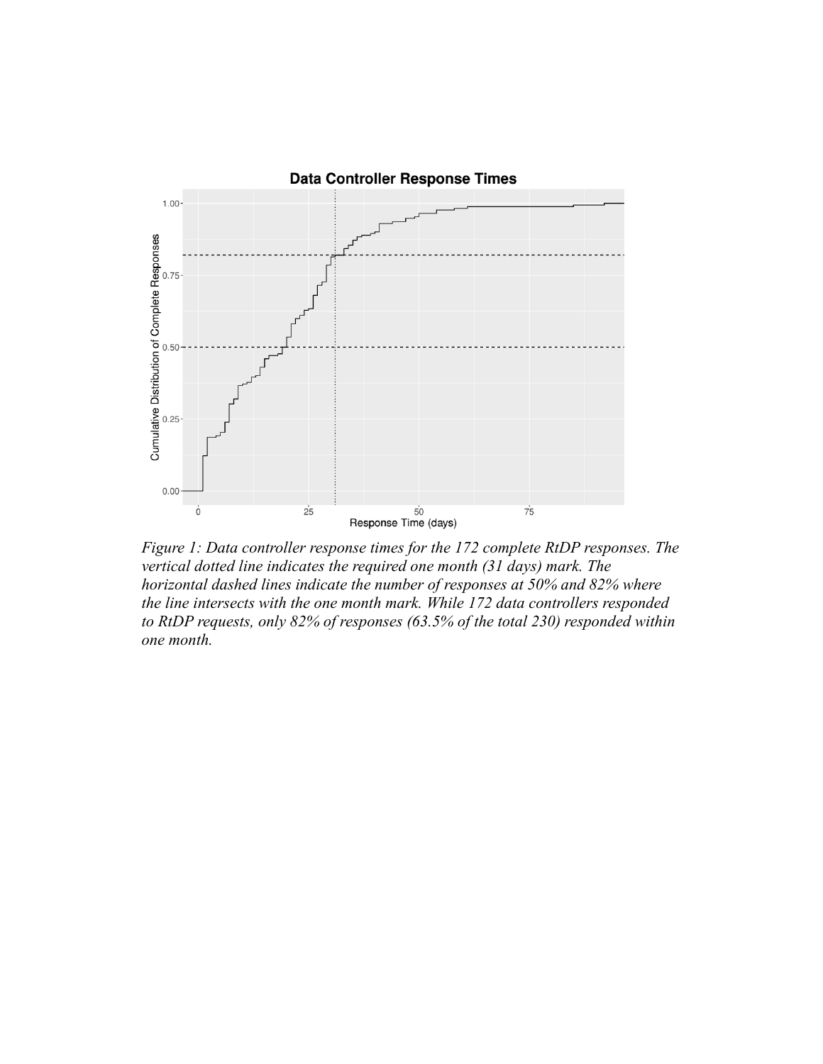*Figure 1: Data controller response times for the 172 complete RtDP responses. The vertical dotted line indicates the required one month (31 days) mark. The horizontal dashed lines indicate the number of responses at 50% and 82% where the line intersects with the one month mark. While 172 data controllers responded to RtDP requests, only 82% of responses (63.5% of the total 230) responded within one month.*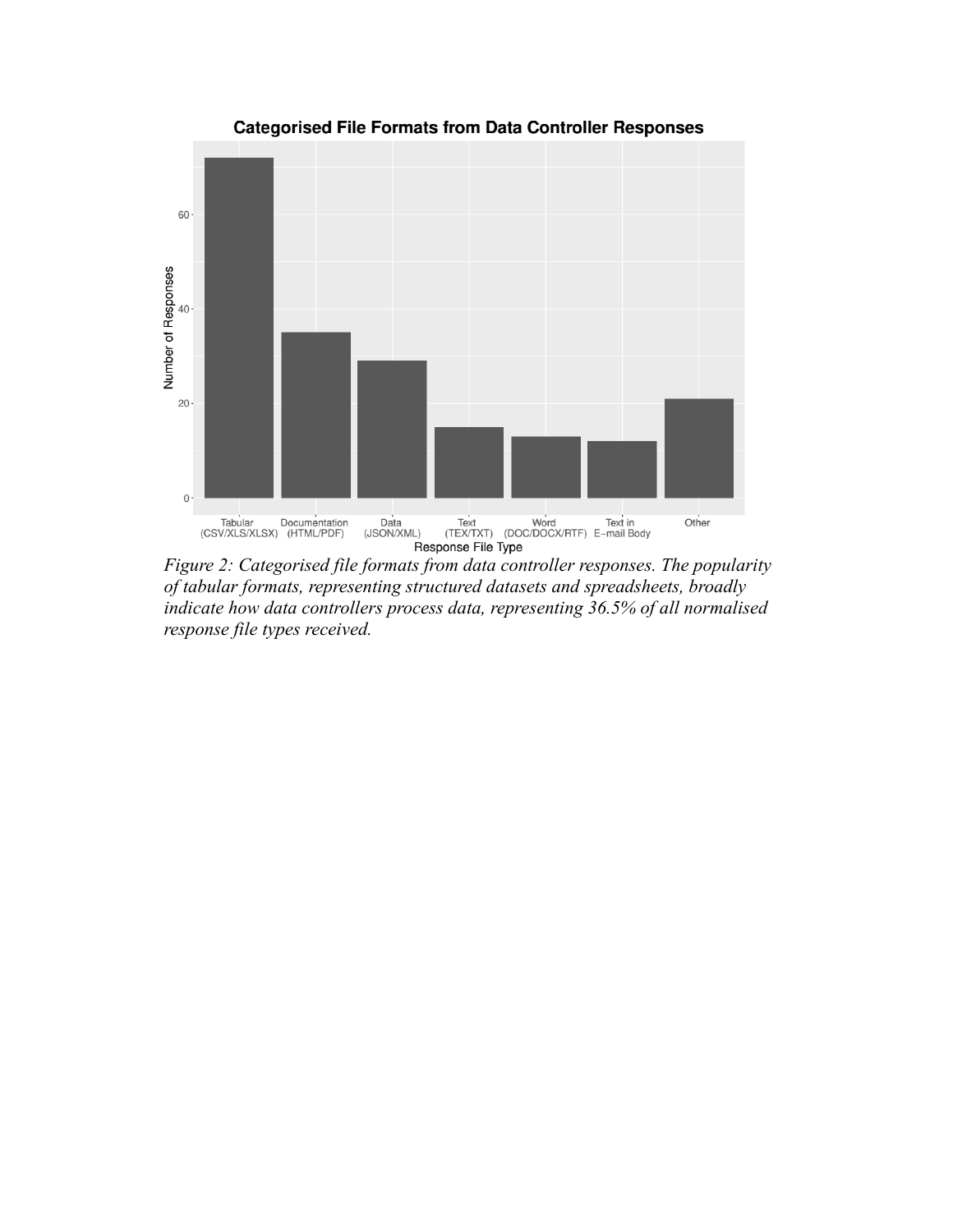Figure 2: Categorised file formats from data controller responses. The popularity of tabular formats, representing structured datasets and spreadsheets, broadly indicate how data controllers process data, representing 36.5% of all normalised response file types received.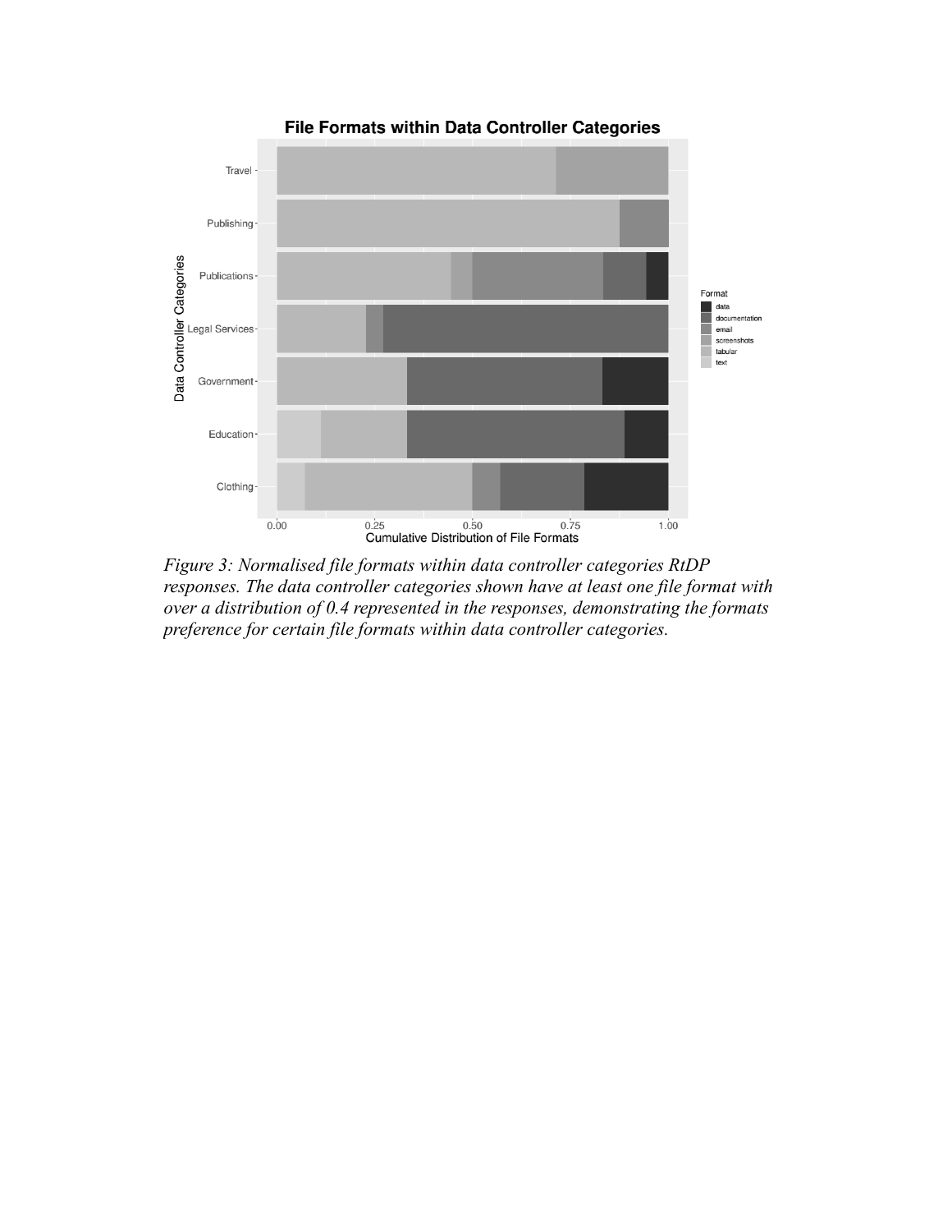File Formats within Data Controller Categories

Data Controller Categories

Travel

Publishing

Publications

Legal Services

Government

Education

Clothing

0.00

0.25

0.50

0.75

1.00

Cumulative Distribution of File Formats

Format

data

documentation

email

screenshots

tabular

text

*Figure 3: Normalised file formats within data controller categories RtDP responses. The data controller categories shown have at least one file format with over a distribution of 0.4 represented in the responses, demonstrating the formats preference for certain file formats within data controller categories.*